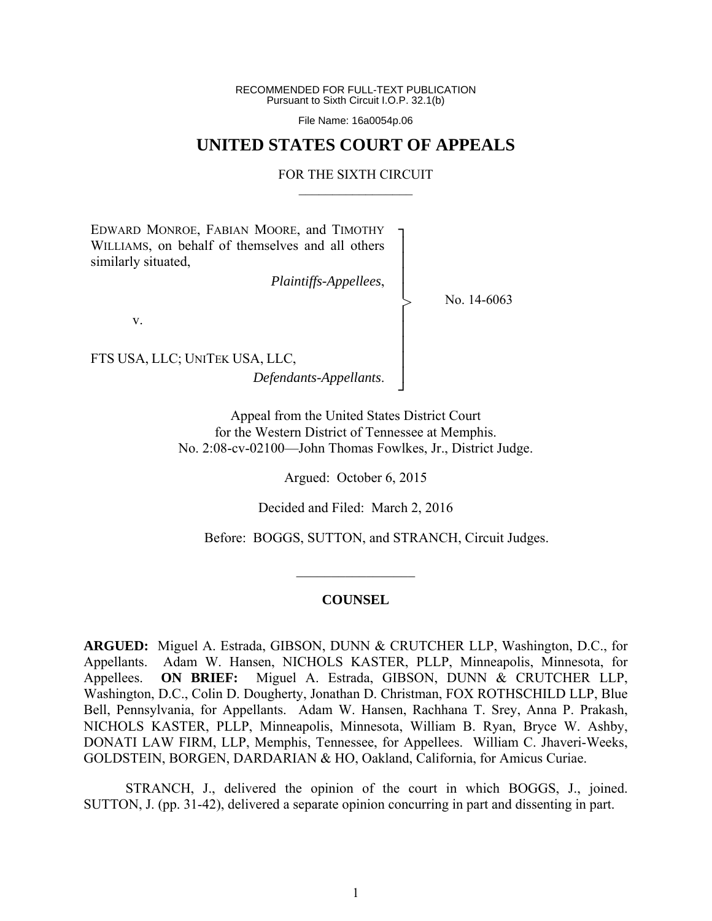RECOMMENDED FOR FULL-TEXT PUBLICATION
Pursuant to Sixth Circuit I.O.P. 32.1(b)

File Name: 16a0054p.06

# UNITED STATES COURT OF APPEALS

FOR THE SIXTH CIRCUIT

---

EDWARD MONROE, FABIAN MOORE, and TIMOTHY WILLIAMS, on behalf of themselves and all others similarly situated,

*Plaintiffs-Appellees*,

v.

FTS USA, LLC; UNITEK USA, LLC,

*Defendants-Appellants*.

No. 14-6063

Appeal from the United States District Court
for the Western District of Tennessee at Memphis.
No. 2:08-cv-02100—John Thomas Fowlkes, Jr., District Judge.

Argued: October 6, 2015

Decided and Filed: March 2, 2016

Before: BOGGS, SUTTON, and STRANCH, Circuit Judges.

---

## COUNSEL

**ARGUED:** Miguel A. Estrada, GIBSON, DUNN & CRUTCHER LLP, Washington, D.C., for Appellants. Adam W. Hansen, NICHOLS KASTER, PLLP, Minneapolis, Minnesota, for Appellees. **ON BRIEF:** Miguel A. Estrada, GIBSON, DUNN & CRUTCHER LLP, Washington, D.C., Colin D. Dougherty, Jonathan D. Christman, FOX ROTHSCHILD LLP, Blue Bell, Pennsylvania, for Appellants. Adam W. Hansen, Rachhana T. Srey, Anna P. Prakash, NICHOLS KASTER, PLLP, Minneapolis, Minnesota, William B. Ryan, Bryce W. Ashby, DONATI LAW FIRM, LLP, Memphis, Tennessee, for Appellees. William C. Jhaveri-Weeks, GOLDSTEIN, BORGEN, DARDARIAN & HO, Oakland, California, for Amicus Curiae.

STRANCH, J., delivered the opinion of the court in which BOGGS, J., joined. SUTTON, J. (pp. 31-42), delivered a separate opinion concurring in part and dissenting in part.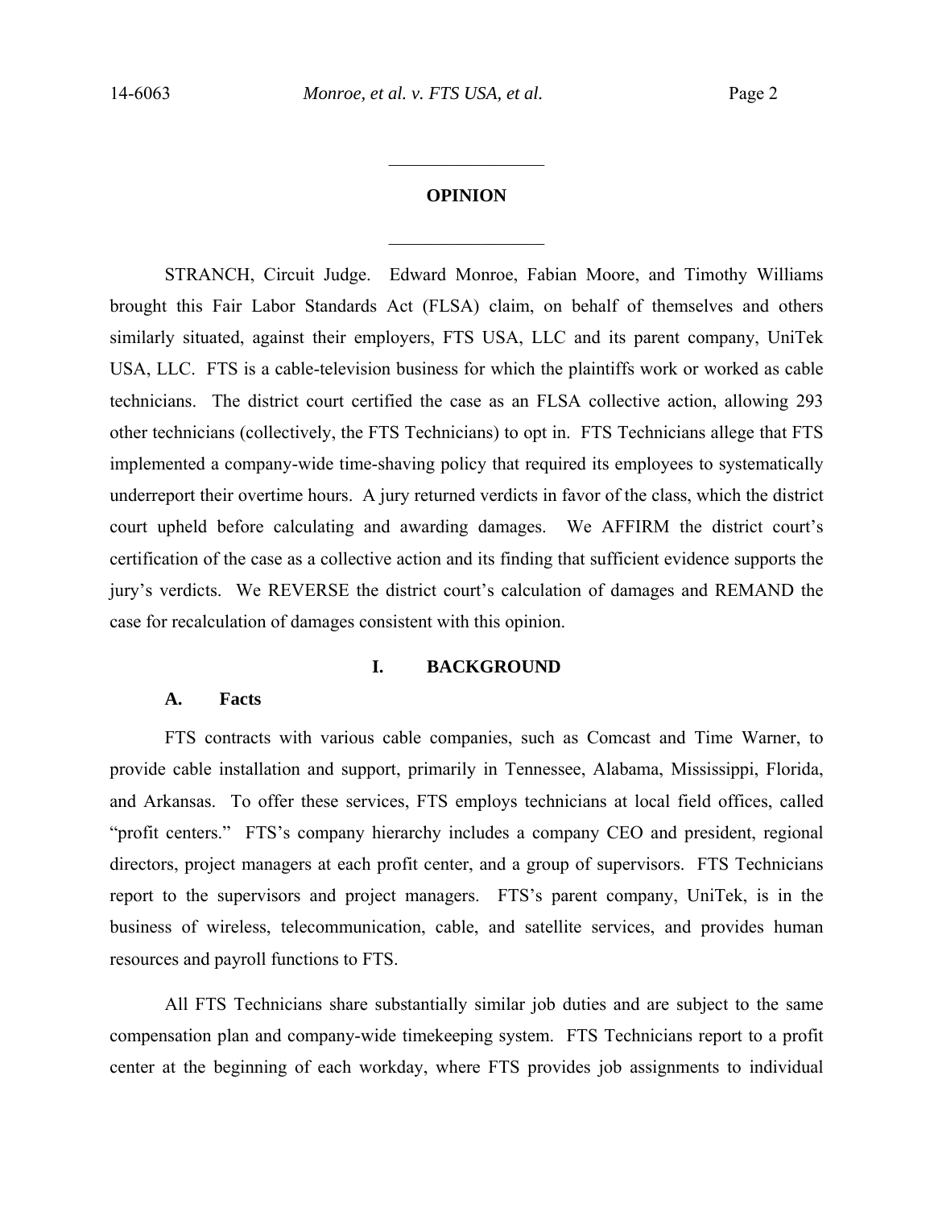## OPINION

STRANCH, Circuit Judge. Edward Monroe, Fabian Moore, and Timothy Williams brought this Fair Labor Standards Act (FLSA) claim, on behalf of themselves and others similarly situated, against their employers, FTS USA, LLC and its parent company, UniTek USA, LLC. FTS is a cable-television business for which the plaintiffs work or worked as cable technicians. The district court certified the case as an FLSA collective action, allowing 293 other technicians (collectively, the FTS Technicians) to opt in. FTS Technicians allege that FTS implemented a company-wide time-shaving policy that required its employees to systematically underreport their overtime hours. A jury returned verdicts in favor of the class, which the district court upheld before calculating and awarding damages. We AFFIRM the district court's certification of the case as a collective action and its finding that sufficient evidence supports the jury's verdicts. We REVERSE the district court's calculation of damages and REMAND the case for recalculation of damages consistent with this opinion.

## I. BACKGROUND

### A. Facts

FTS contracts with various cable companies, such as Comcast and Time Warner, to provide cable installation and support, primarily in Tennessee, Alabama, Mississippi, Florida, and Arkansas. To offer these services, FTS employs technicians at local field offices, called "profit centers." FTS's company hierarchy includes a company CEO and president, regional directors, project managers at each profit center, and a group of supervisors. FTS Technicians report to the supervisors and project managers. FTS's parent company, UniTek, is in the business of wireless, telecommunication, cable, and satellite services, and provides human resources and payroll functions to FTS.

All FTS Technicians share substantially similar job duties and are subject to the same compensation plan and company-wide timekeeping system. FTS Technicians report to a profit center at the beginning of each workday, where FTS provides job assignments to individual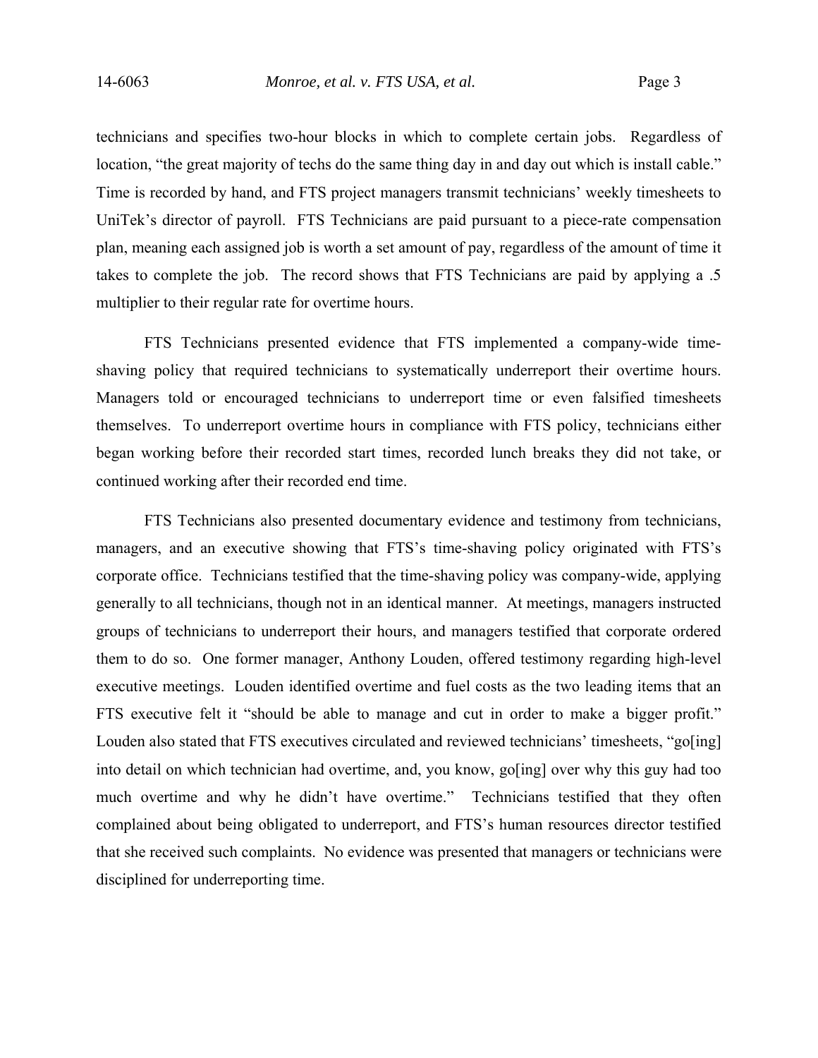technicians and specifies two-hour blocks in which to complete certain jobs. Regardless of location, "the great majority of techs do the same thing day in and day out which is install cable." Time is recorded by hand, and FTS project managers transmit technicians' weekly timesheets to UniTek's director of payroll. FTS Technicians are paid pursuant to a piece-rate compensation plan, meaning each assigned job is worth a set amount of pay, regardless of the amount of time it takes to complete the job. The record shows that FTS Technicians are paid by applying a .5 multiplier to their regular rate for overtime hours.

FTS Technicians presented evidence that FTS implemented a company-wide time-shaving policy that required technicians to systematically underreport their overtime hours. Managers told or encouraged technicians to underreport time or even falsified timesheets themselves. To underreport overtime hours in compliance with FTS policy, technicians either began working before their recorded start times, recorded lunch breaks they did not take, or continued working after their recorded end time.

FTS Technicians also presented documentary evidence and testimony from technicians, managers, and an executive showing that FTS's time-shaving policy originated with FTS's corporate office. Technicians testified that the time-shaving policy was company-wide, applying generally to all technicians, though not in an identical manner. At meetings, managers instructed groups of technicians to underreport their hours, and managers testified that corporate ordered them to do so. One former manager, Anthony Louden, offered testimony regarding high-level executive meetings. Louden identified overtime and fuel costs as the two leading items that an FTS executive felt it "should be able to manage and cut in order to make a bigger profit." Louden also stated that FTS executives circulated and reviewed technicians' timesheets, "go[ing] into detail on which technician had overtime, and, you know, go[ing] over why this guy had too much overtime and why he didn't have overtime." Technicians testified that they often complained about being obligated to underreport, and FTS's human resources director testified that she received such complaints. No evidence was presented that managers or technicians were disciplined for underreporting time.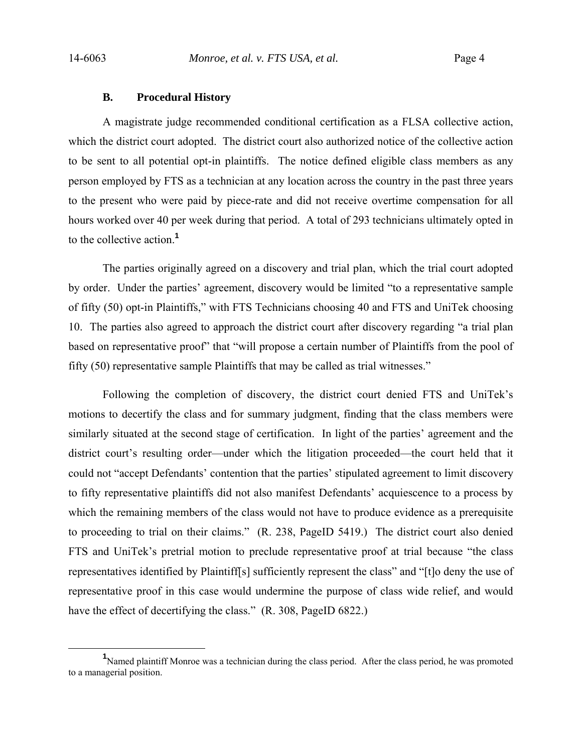### B. Procedural History

A magistrate judge recommended conditional certification as a FLSA collective action, which the district court adopted. The district court also authorized notice of the collective action to be sent to all potential opt-in plaintiffs. The notice defined eligible class members as any person employed by FTS as a technician at any location across the country in the past three years to the present who were paid by piece-rate and did not receive overtime compensation for all hours worked over 40 per week during that period. A total of 293 technicians ultimately opted in to the collective action.[1]

The parties originally agreed on a discovery and trial plan, which the trial court adopted by order. Under the parties' agreement, discovery would be limited "to a representative sample of fifty (50) opt-in Plaintiffs," with FTS Technicians choosing 40 and FTS and UniTek choosing 10. The parties also agreed to approach the district court after discovery regarding "a trial plan based on representative proof" that "will propose a certain number of Plaintiffs from the pool of fifty (50) representative sample Plaintiffs that may be called as trial witnesses."

Following the completion of discovery, the district court denied FTS and UniTek's motions to decertify the class and for summary judgment, finding that the class members were similarly situated at the second stage of certification. In light of the parties' agreement and the district court's resulting order—under which the litigation proceeded—the court held that it could not "accept Defendants' contention that the parties' stipulated agreement to limit discovery to fifty representative plaintiffs did not also manifest Defendants' acquiescence to a process by which the remaining members of the class would not have to produce evidence as a prerequisite to proceeding to trial on their claims." (R. 238, PageID 5419.) The district court also denied FTS and UniTek's pretrial motion to preclude representative proof at trial because "the class representatives identified by Plaintiff[s] sufficiently represent the class" and "[t]o deny the use of representative proof in this case would undermine the purpose of class wide relief, and would have the effect of decertifying the class." (R. 308, PageID 6822.)

---

[1] Named plaintiff Monroe was a technician during the class period. After the class period, he was promoted to a managerial position.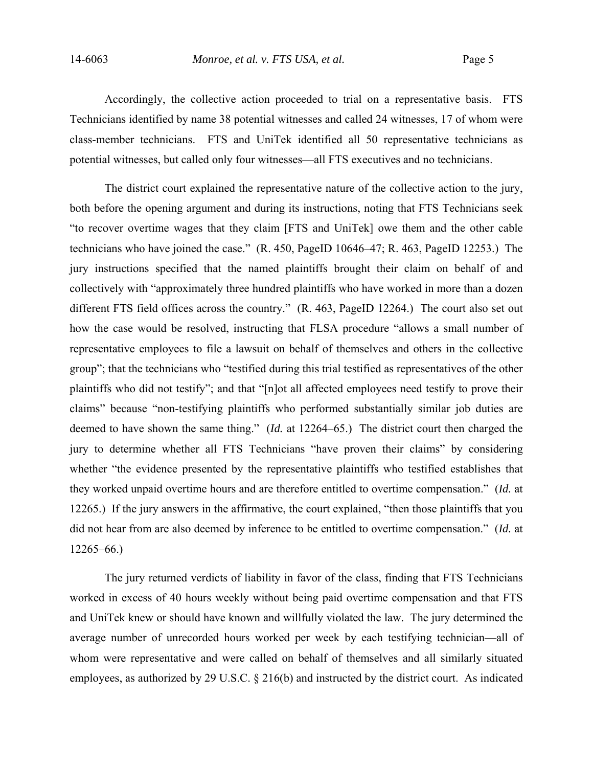Accordingly, the collective action proceeded to trial on a representative basis. FTS Technicians identified by name 38 potential witnesses and called 24 witnesses, 17 of whom were class-member technicians. FTS and UniTek identified all 50 representative technicians as potential witnesses, but called only four witnesses—all FTS executives and no technicians.

The district court explained the representative nature of the collective action to the jury, both before the opening argument and during its instructions, noting that FTS Technicians seek "to recover overtime wages that they claim [FTS and UniTek] owe them and the other cable technicians who have joined the case." (R. 450, PageID 10646–47; R. 463, PageID 12253.) The jury instructions specified that the named plaintiffs brought their claim on behalf of and collectively with "approximately three hundred plaintiffs who have worked in more than a dozen different FTS field offices across the country." (R. 463, PageID 12264.) The court also set out how the case would be resolved, instructing that FLSA procedure "allows a small number of representative employees to file a lawsuit on behalf of themselves and others in the collective group"; that the technicians who "testified during this trial testified as representatives of the other plaintiffs who did not testify"; and that "[n]ot all affected employees need testify to prove their claims" because "non-testifying plaintiffs who performed substantially similar job duties are deemed to have shown the same thing." (*Id.* at 12264–65.) The district court then charged the jury to determine whether all FTS Technicians "have proven their claims" by considering whether "the evidence presented by the representative plaintiffs who testified establishes that they worked unpaid overtime hours and are therefore entitled to overtime compensation." (*Id.* at 12265.) If the jury answers in the affirmative, the court explained, "then those plaintiffs that you did not hear from are also deemed by inference to be entitled to overtime compensation." (*Id.* at 12265–66.)

The jury returned verdicts of liability in favor of the class, finding that FTS Technicians worked in excess of 40 hours weekly without being paid overtime compensation and that FTS and UniTek knew or should have known and willfully violated the law. The jury determined the average number of unrecorded hours worked per week by each testifying technician—all of whom were representative and were called on behalf of themselves and all similarly situated employees, as authorized by 29 U.S.C. § 216(b) and instructed by the district court. As indicated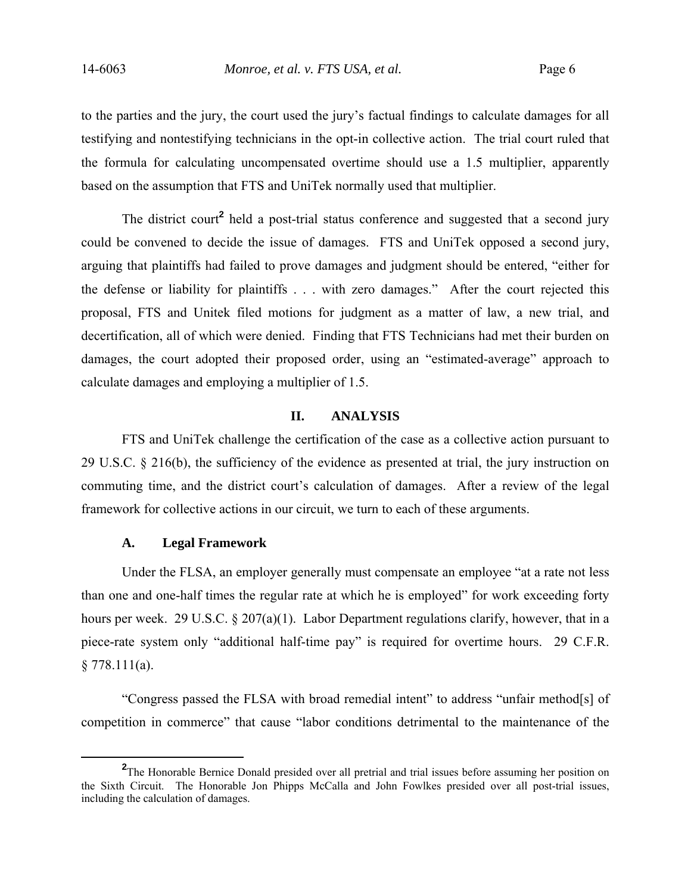to the parties and the jury, the court used the jury's factual findings to calculate damages for all testifying and nontestifying technicians in the opt-in collective action. The trial court ruled that the formula for calculating uncompensated overtime should use a 1.5 multiplier, apparently based on the assumption that FTS and UniTek normally used that multiplier.

The district court[2] held a post-trial status conference and suggested that a second jury could be convened to decide the issue of damages. FTS and UniTek opposed a second jury, arguing that plaintiffs had failed to prove damages and judgment should be entered, "either for the defense or liability for plaintiffs . . . with zero damages." After the court rejected this proposal, FTS and Unitek filed motions for judgment as a matter of law, a new trial, and decertification, all of which were denied. Finding that FTS Technicians had met their burden on damages, the court adopted their proposed order, using an "estimated-average" approach to calculate damages and employing a multiplier of 1.5.

## II. ANALYSIS

FTS and UniTek challenge the certification of the case as a collective action pursuant to 29 U.S.C. § 216(b), the sufficiency of the evidence as presented at trial, the jury instruction on commuting time, and the district court's calculation of damages. After a review of the legal framework for collective actions in our circuit, we turn to each of these arguments.

### A. Legal Framework

Under the FLSA, an employer generally must compensate an employee "at a rate not less than one and one-half times the regular rate at which he is employed" for work exceeding forty hours per week. 29 U.S.C. § 207(a)(1). Labor Department regulations clarify, however, that in a piece-rate system only "additional half-time pay" is required for overtime hours. 29 C.F.R. § 778.111(a).

"Congress passed the FLSA with broad remedial intent" to address "unfair method[s] of competition in commerce" that cause "labor conditions detrimental to the maintenance of the

---

[2] The Honorable Bernice Donald presided over all pretrial and trial issues before assuming her position on the Sixth Circuit. The Honorable Jon Phipps McCalla and John Fowlkes presided over all post-trial issues, including the calculation of damages.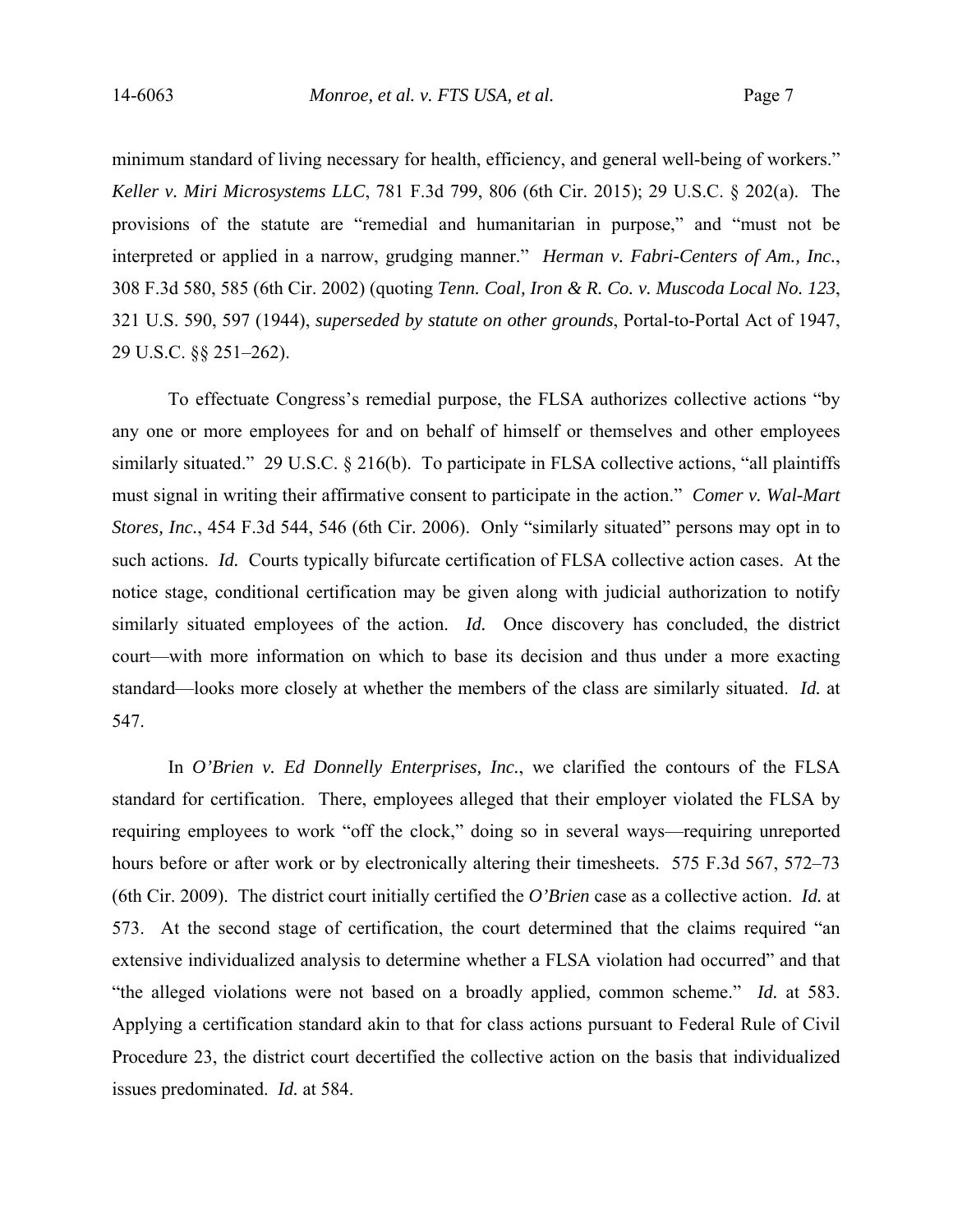minimum standard of living necessary for health, efficiency, and general well-being of workers." *Keller v. Miri Microsystems LLC*, 781 F.3d 799, 806 (6th Cir. 2015); 29 U.S.C. § 202(a). The provisions of the statute are "remedial and humanitarian in purpose," and "must not be interpreted or applied in a narrow, grudging manner." *Herman v. Fabri-Centers of Am., Inc.*, 308 F.3d 580, 585 (6th Cir. 2002) (quoting *Tenn. Coal, Iron & R. Co. v. Muscoda Local No. 123*, 321 U.S. 590, 597 (1944), *superseded by statute on other grounds*, Portal-to-Portal Act of 1947, 29 U.S.C. §§ 251–262).

To effectuate Congress's remedial purpose, the FLSA authorizes collective actions "by any one or more employees for and on behalf of himself or themselves and other employees similarly situated." 29 U.S.C. § 216(b). To participate in FLSA collective actions, "all plaintiffs must signal in writing their affirmative consent to participate in the action." *Comer v. Wal-Mart Stores, Inc.*, 454 F.3d 544, 546 (6th Cir. 2006). Only "similarly situated" persons may opt in to such actions. *Id.* Courts typically bifurcate certification of FLSA collective action cases. At the notice stage, conditional certification may be given along with judicial authorization to notify similarly situated employees of the action. *Id.* Once discovery has concluded, the district court—with more information on which to base its decision and thus under a more exacting standard—looks more closely at whether the members of the class are similarly situated. *Id.* at 547.

In *O'Brien v. Ed Donnelly Enterprises, Inc.*, we clarified the contours of the FLSA standard for certification. There, employees alleged that their employer violated the FLSA by requiring employees to work "off the clock," doing so in several ways—requiring unreported hours before or after work or by electronically altering their timesheets. 575 F.3d 567, 572–73 (6th Cir. 2009). The district court initially certified the *O'Brien* case as a collective action. *Id.* at 573. At the second stage of certification, the court determined that the claims required "an extensive individualized analysis to determine whether a FLSA violation had occurred" and that "the alleged violations were not based on a broadly applied, common scheme." *Id.* at 583. Applying a certification standard akin to that for class actions pursuant to Federal Rule of Civil Procedure 23, the district court decertified the collective action on the basis that individualized issues predominated. *Id.* at 584.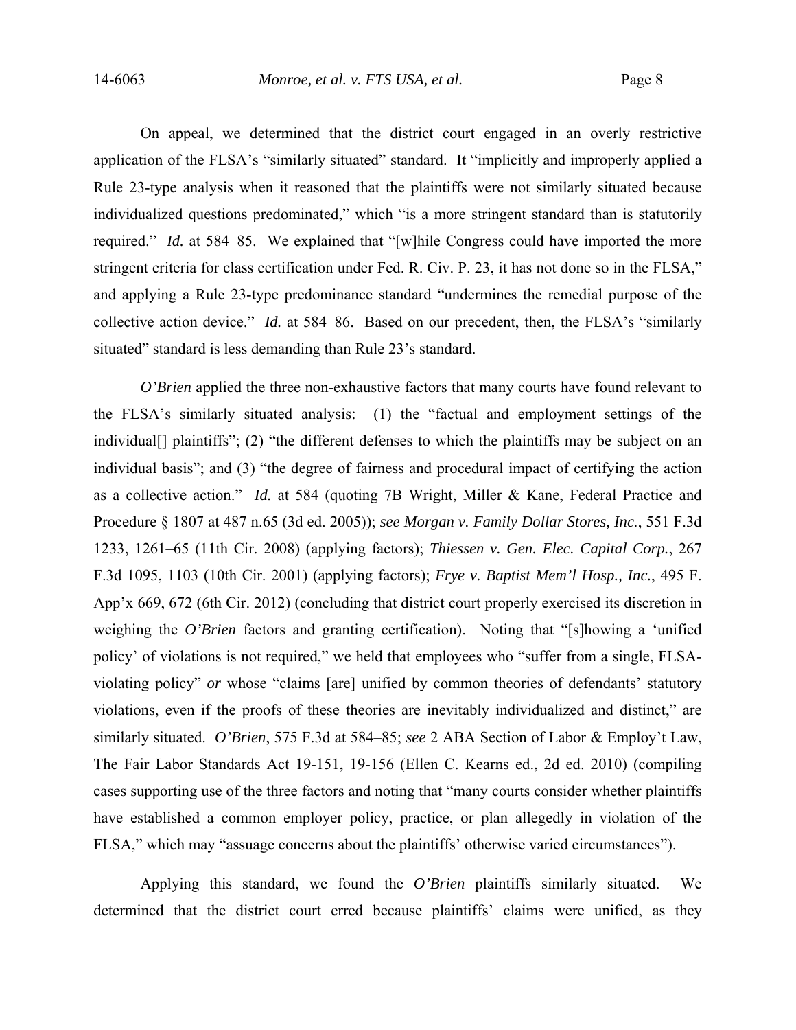On appeal, we determined that the district court engaged in an overly restrictive application of the FLSA's "similarly situated" standard. It "implicitly and improperly applied a Rule 23-type analysis when it reasoned that the plaintiffs were not similarly situated because individualized questions predominated," which "is a more stringent standard than is statutorily required." *Id.* at 584–85. We explained that "[w]hile Congress could have imported the more stringent criteria for class certification under Fed. R. Civ. P. 23, it has not done so in the FLSA," and applying a Rule 23-type predominance standard "undermines the remedial purpose of the collective action device." *Id.* at 584–86. Based on our precedent, then, the FLSA's "similarly situated" standard is less demanding than Rule 23's standard.

*O'Brien* applied the three non-exhaustive factors that many courts have found relevant to the FLSA's similarly situated analysis: (1) the "factual and employment settings of the individual[] plaintiffs"; (2) "the different defenses to which the plaintiffs may be subject on an individual basis"; and (3) "the degree of fairness and procedural impact of certifying the action as a collective action." *Id.* at 584 (quoting 7B Wright, Miller & Kane, Federal Practice and Procedure § 1807 at 487 n.65 (3d ed. 2005)); *see Morgan v. Family Dollar Stores, Inc.*, 551 F.3d 1233, 1261–65 (11th Cir. 2008) (applying factors); *Thiessen v. Gen. Elec. Capital Corp.*, 267 F.3d 1095, 1103 (10th Cir. 2001) (applying factors); *Frye v. Baptist Mem'l Hosp., Inc.*, 495 F. App'x 669, 672 (6th Cir. 2012) (concluding that district court properly exercised its discretion in weighing the *O'Brien* factors and granting certification). Noting that "[s]howing a 'unified policy' of violations is not required," we held that employees who "suffer from a single, FLSA-violating policy" *or* whose "claims [are] unified by common theories of defendants' statutory violations, even if the proofs of these theories are inevitably individualized and distinct," are similarly situated. *O'Brien*, 575 F.3d at 584–85; *see* 2 ABA Section of Labor & Employ't Law, The Fair Labor Standards Act 19-151, 19-156 (Ellen C. Kearns ed., 2d ed. 2010) (compiling cases supporting use of the three factors and noting that "many courts consider whether plaintiffs have established a common employer policy, practice, or plan allegedly in violation of the FLSA," which may "assuage concerns about the plaintiffs' otherwise varied circumstances").

Applying this standard, we found the *O'Brien* plaintiffs similarly situated. We determined that the district court erred because plaintiffs' claims were unified, as they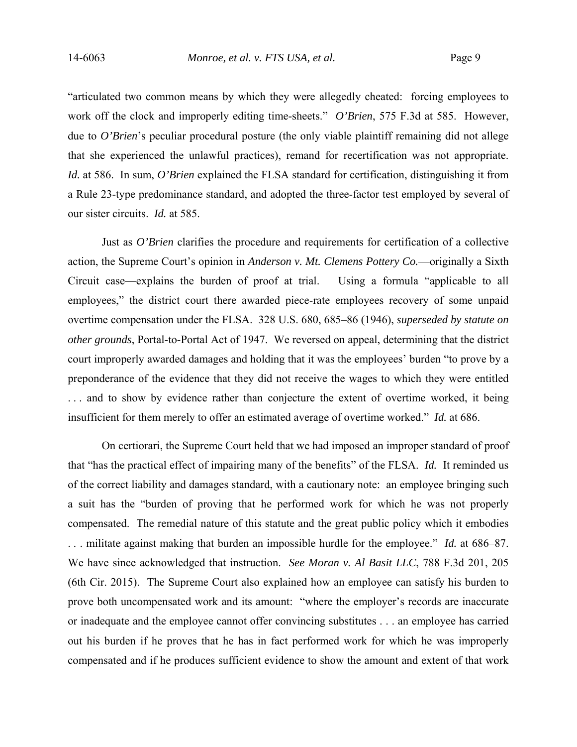"articulated two common means by which they were allegedly cheated: forcing employees to work off the clock and improperly editing time-sheets." *O'Brien*, 575 F.3d at 585. However, due to *O'Brien*'s peculiar procedural posture (the only viable plaintiff remaining did not allege that she experienced the unlawful practices), remand for recertification was not appropriate. *Id.* at 586. In sum, *O'Brien* explained the FLSA standard for certification, distinguishing it from a Rule 23-type predominance standard, and adopted the three-factor test employed by several of our sister circuits. *Id.* at 585.

Just as *O'Brien* clarifies the procedure and requirements for certification of a collective action, the Supreme Court's opinion in *Anderson v. Mt. Clemens Pottery Co.*—originally a Sixth Circuit case—explains the burden of proof at trial. Using a formula "applicable to all employees," the district court there awarded piece-rate employees recovery of some unpaid overtime compensation under the FLSA. 328 U.S. 680, 685–86 (1946), *superseded by statute on other grounds*, Portal-to-Portal Act of 1947. We reversed on appeal, determining that the district court improperly awarded damages and holding that it was the employees' burden "to prove by a preponderance of the evidence that they did not receive the wages to which they were entitled . . . and to show by evidence rather than conjecture the extent of overtime worked, it being insufficient for them merely to offer an estimated average of overtime worked." *Id.* at 686.

On certiorari, the Supreme Court held that we had imposed an improper standard of proof that "has the practical effect of impairing many of the benefits" of the FLSA. *Id.* It reminded us of the correct liability and damages standard, with a cautionary note: an employee bringing such a suit has the "burden of proving that he performed work for which he was not properly compensated. The remedial nature of this statute and the great public policy which it embodies . . . militate against making that burden an impossible hurdle for the employee." *Id.* at 686–87. We have since acknowledged that instruction. *See Moran v. Al Basit LLC*, 788 F.3d 201, 205 (6th Cir. 2015). The Supreme Court also explained how an employee can satisfy his burden to prove both uncompensated work and its amount: "where the employer's records are inaccurate or inadequate and the employee cannot offer convincing substitutes . . . an employee has carried out his burden if he proves that he has in fact performed work for which he was improperly compensated and if he produces sufficient evidence to show the amount and extent of that work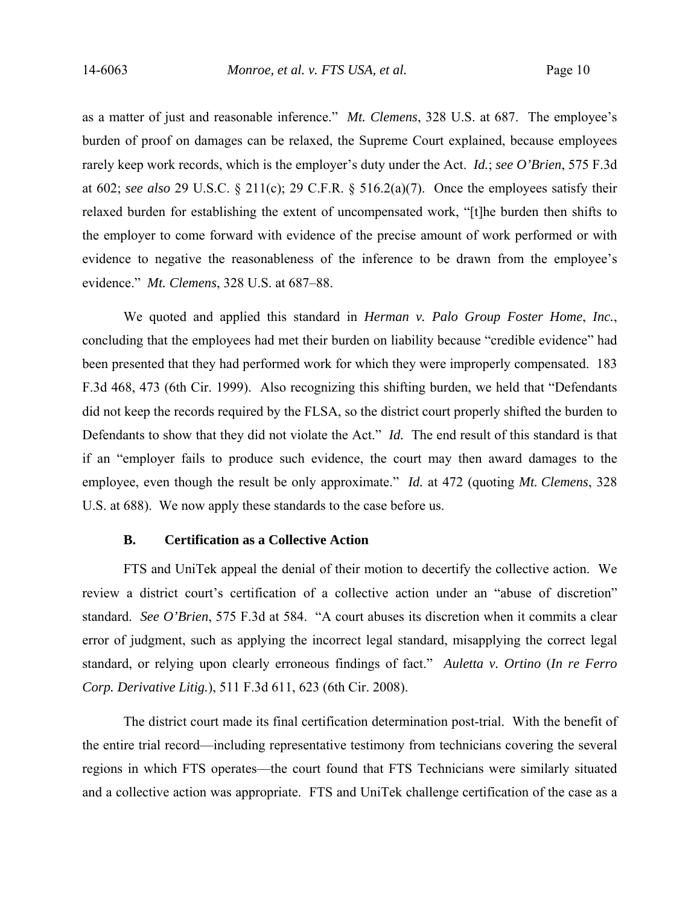as a matter of just and reasonable inference." *Mt. Clemens*, 328 U.S. at 687. The employee's burden of proof on damages can be relaxed, the Supreme Court explained, because employees rarely keep work records, which is the employer's duty under the Act. *Id.*; *see O'Brien*, 575 F.3d at 602; *see also* 29 U.S.C. § 211(c); 29 C.F.R. § 516.2(a)(7). Once the employees satisfy their relaxed burden for establishing the extent of uncompensated work, "[t]he burden then shifts to the employer to come forward with evidence of the precise amount of work performed or with evidence to negative the reasonableness of the inference to be drawn from the employee's evidence." *Mt. Clemens*, 328 U.S. at 687–88.

We quoted and applied this standard in *Herman v. Palo Group Foster Home*, *Inc.*, concluding that the employees had met their burden on liability because "credible evidence" had been presented that they had performed work for which they were improperly compensated. 183 F.3d 468, 473 (6th Cir. 1999). Also recognizing this shifting burden, we held that "Defendants did not keep the records required by the FLSA, so the district court properly shifted the burden to Defendants to show that they did not violate the Act." *Id.* The end result of this standard is that if an "employer fails to produce such evidence, the court may then award damages to the employee, even though the result be only approximate." *Id.* at 472 (quoting *Mt. Clemens*, 328 U.S. at 688). We now apply these standards to the case before us.

### B. Certification as a Collective Action

FTS and UniTek appeal the denial of their motion to decertify the collective action. We review a district court's certification of a collective action under an "abuse of discretion" standard. *See O'Brien*, 575 F.3d at 584. "A court abuses its discretion when it commits a clear error of judgment, such as applying the incorrect legal standard, misapplying the correct legal standard, or relying upon clearly erroneous findings of fact." *Auletta v. Ortino* (*In re Ferro Corp. Derivative Litig.*), 511 F.3d 611, 623 (6th Cir. 2008).

The district court made its final certification determination post-trial. With the benefit of the entire trial record—including representative testimony from technicians covering the several regions in which FTS operates—the court found that FTS Technicians were similarly situated and a collective action was appropriate. FTS and UniTek challenge certification of the case as a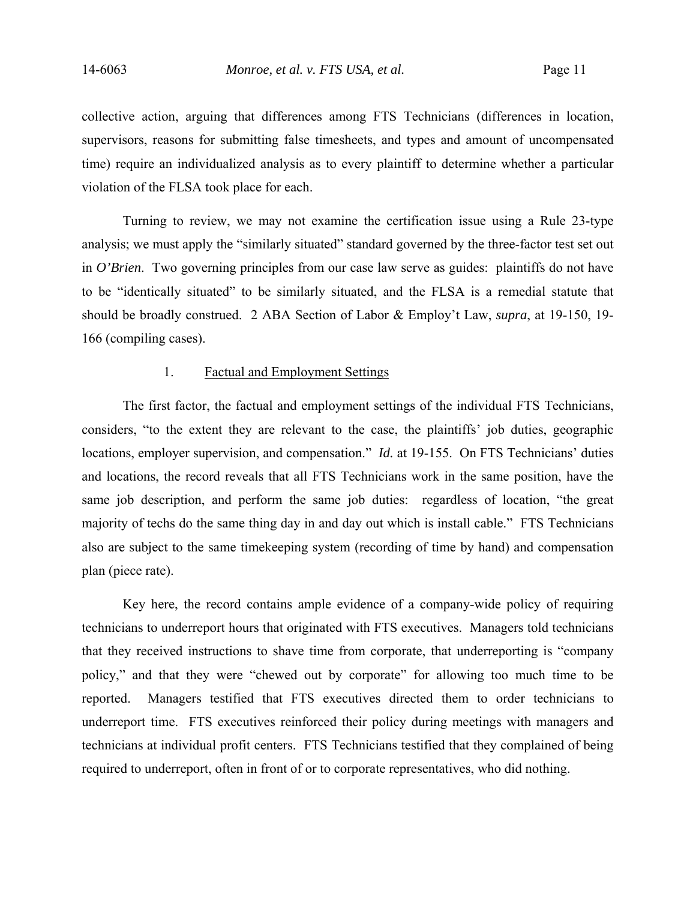collective action, arguing that differences among FTS Technicians (differences in location, supervisors, reasons for submitting false timesheets, and types and amount of uncompensated time) require an individualized analysis as to every plaintiff to determine whether a particular violation of the FLSA took place for each.

Turning to review, we may not examine the certification issue using a Rule 23-type analysis; we must apply the "similarly situated" standard governed by the three-factor test set out in *O'Brien*. Two governing principles from our case law serve as guides: plaintiffs do not have to be "identically situated" to be similarly situated, and the FLSA is a remedial statute that should be broadly construed. 2 ABA Section of Labor & Employ't Law, *supra*, at 19-150, 19-166 (compiling cases).

### 1. Factual and Employment Settings

The first factor, the factual and employment settings of the individual FTS Technicians, considers, "to the extent they are relevant to the case, the plaintiffs' job duties, geographic locations, employer supervision, and compensation." *Id.* at 19-155. On FTS Technicians' duties and locations, the record reveals that all FTS Technicians work in the same position, have the same job description, and perform the same job duties: regardless of location, "the great majority of techs do the same thing day in and day out which is install cable." FTS Technicians also are subject to the same timekeeping system (recording of time by hand) and compensation plan (piece rate).

Key here, the record contains ample evidence of a company-wide policy of requiring technicians to underreport hours that originated with FTS executives. Managers told technicians that they received instructions to shave time from corporate, that underreporting is "company policy," and that they were "chewed out by corporate" for allowing too much time to be reported. Managers testified that FTS executives directed them to order technicians to underreport time. FTS executives reinforced their policy during meetings with managers and technicians at individual profit centers. FTS Technicians testified that they complained of being required to underreport, often in front of or to corporate representatives, who did nothing.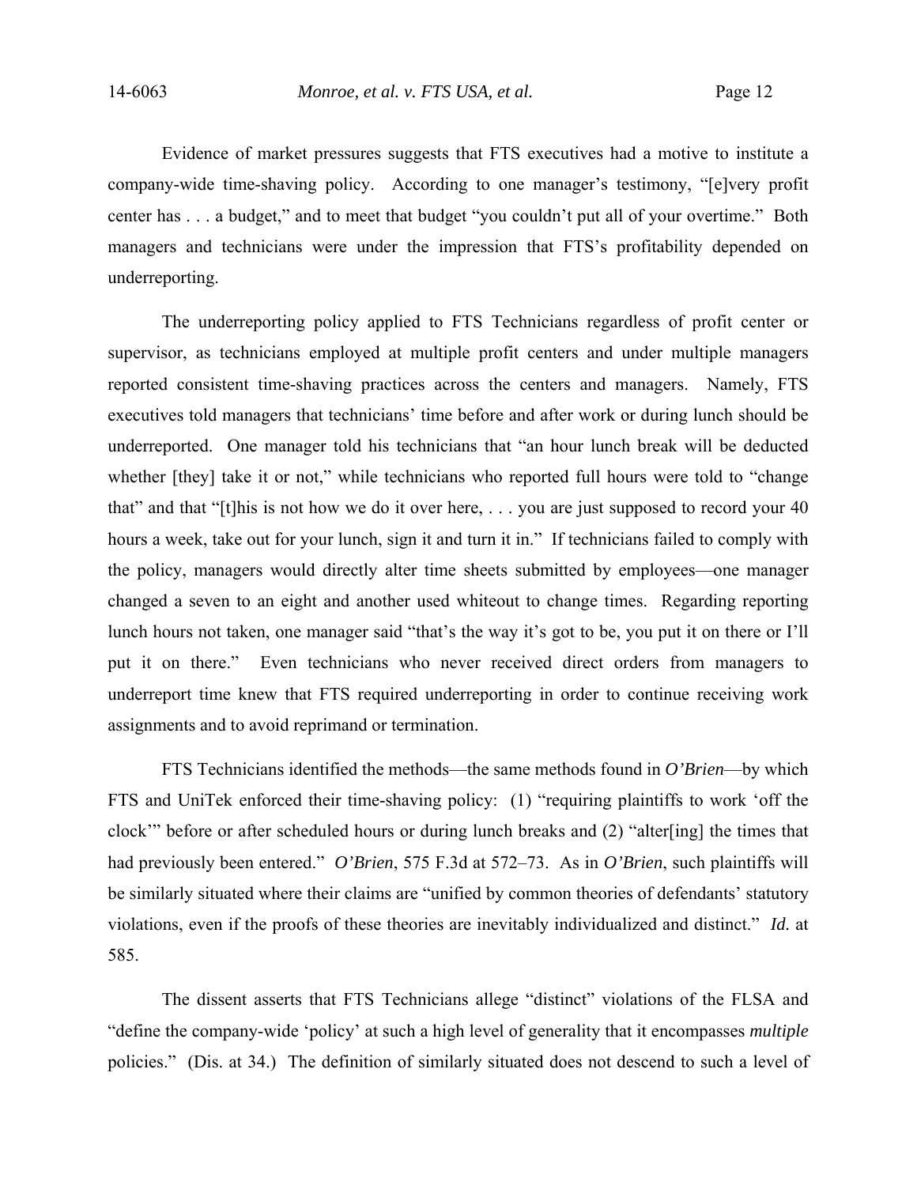Evidence of market pressures suggests that FTS executives had a motive to institute a company-wide time-shaving policy. According to one manager's testimony, "[e]very profit center has . . . a budget," and to meet that budget "you couldn't put all of your overtime." Both managers and technicians were under the impression that FTS's profitability depended on underreporting.

The underreporting policy applied to FTS Technicians regardless of profit center or supervisor, as technicians employed at multiple profit centers and under multiple managers reported consistent time-shaving practices across the centers and managers. Namely, FTS executives told managers that technicians' time before and after work or during lunch should be underreported. One manager told his technicians that "an hour lunch break will be deducted whether [they] take it or not," while technicians who reported full hours were told to "change that" and that "[t]his is not how we do it over here, . . . you are just supposed to record your 40 hours a week, take out for your lunch, sign it and turn it in." If technicians failed to comply with the policy, managers would directly alter time sheets submitted by employees—one manager changed a seven to an eight and another used whiteout to change times. Regarding reporting lunch hours not taken, one manager said "that's the way it's got to be, you put it on there or I'll put it on there." Even technicians who never received direct orders from managers to underreport time knew that FTS required underreporting in order to continue receiving work assignments and to avoid reprimand or termination.

FTS Technicians identified the methods—the same methods found in *O'Brien*—by which FTS and UniTek enforced their time-shaving policy: (1) "requiring plaintiffs to work 'off the clock'" before or after scheduled hours or during lunch breaks and (2) "alter[ing] the times that had previously been entered." *O'Brien*, 575 F.3d at 572–73. As in *O'Brien*, such plaintiffs will be similarly situated where their claims are "unified by common theories of defendants' statutory violations, even if the proofs of these theories are inevitably individualized and distinct." *Id.* at 585.

The dissent asserts that FTS Technicians allege "distinct" violations of the FLSA and "define the company-wide 'policy' at such a high level of generality that it encompasses *multiple* policies." (Dis. at 34.) The definition of similarly situated does not descend to such a level of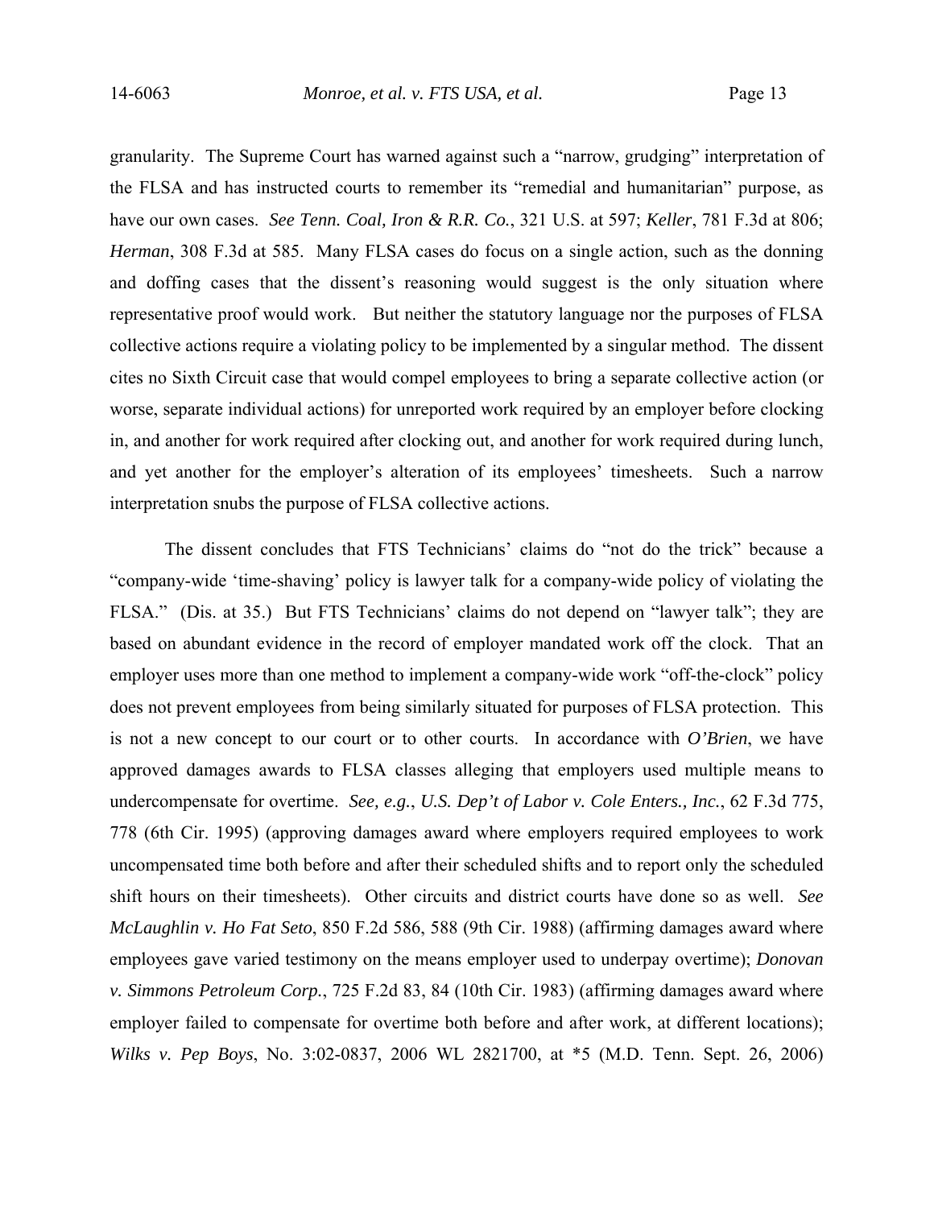granularity. The Supreme Court has warned against such a "narrow, grudging" interpretation of the FLSA and has instructed courts to remember its "remedial and humanitarian" purpose, as have our own cases. *See Tenn. Coal, Iron & R.R. Co.*, 321 U.S. at 597; *Keller*, 781 F.3d at 806; *Herman*, 308 F.3d at 585. Many FLSA cases do focus on a single action, such as the donning and doffing cases that the dissent's reasoning would suggest is the only situation where representative proof would work. But neither the statutory language nor the purposes of FLSA collective actions require a violating policy to be implemented by a singular method. The dissent cites no Sixth Circuit case that would compel employees to bring a separate collective action (or worse, separate individual actions) for unreported work required by an employer before clocking in, and another for work required after clocking out, and another for work required during lunch, and yet another for the employer's alteration of its employees' timesheets. Such a narrow interpretation snubs the purpose of FLSA collective actions.

The dissent concludes that FTS Technicians' claims do "not do the trick" because a "company-wide 'time-shaving' policy is lawyer talk for a company-wide policy of violating the FLSA." (Dis. at 35.) But FTS Technicians' claims do not depend on "lawyer talk"; they are based on abundant evidence in the record of employer mandated work off the clock. That an employer uses more than one method to implement a company-wide work "off-the-clock" policy does not prevent employees from being similarly situated for purposes of FLSA protection. This is not a new concept to our court or to other courts. In accordance with *O'Brien*, we have approved damages awards to FLSA classes alleging that employers used multiple means to undercompensate for overtime. *See, e.g.*, *U.S. Dep't of Labor v. Cole Enters., Inc.*, 62 F.3d 775, 778 (6th Cir. 1995) (approving damages award where employers required employees to work uncompensated time both before and after their scheduled shifts and to report only the scheduled shift hours on their timesheets). Other circuits and district courts have done so as well. *See McLaughlin v. Ho Fat Seto*, 850 F.2d 586, 588 (9th Cir. 1988) (affirming damages award where employees gave varied testimony on the means employer used to underpay overtime); *Donovan v. Simmons Petroleum Corp.*, 725 F.2d 83, 84 (10th Cir. 1983) (affirming damages award where employer failed to compensate for overtime both before and after work, at different locations); *Wilks v. Pep Boys*, No. 3:02-0837, 2006 WL 2821700, at *5 (M.D. Tenn. Sept. 26, 2006)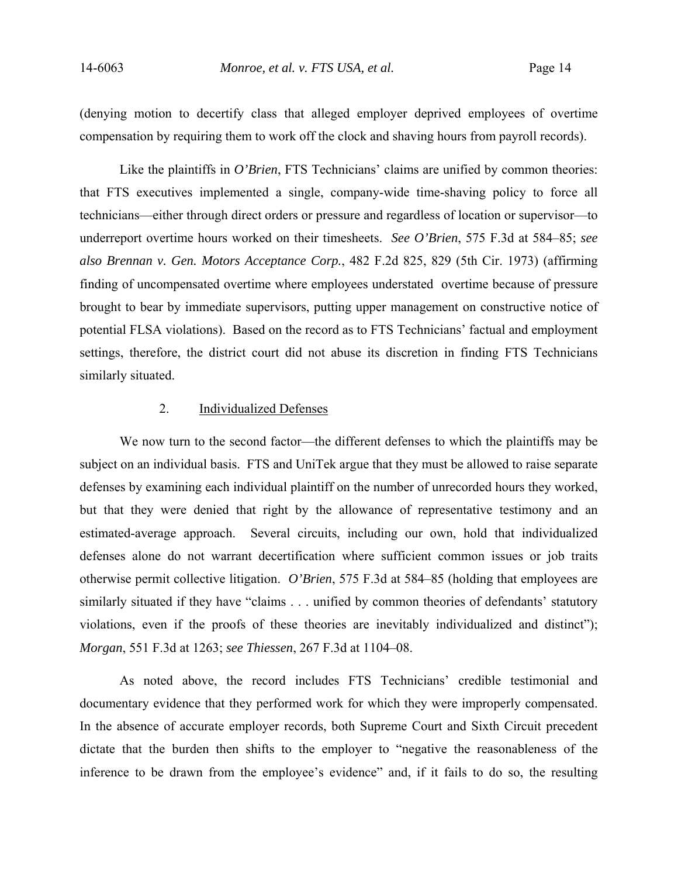(denying motion to decertify class that alleged employer deprived employees of overtime compensation by requiring them to work off the clock and shaving hours from payroll records).

Like the plaintiffs in *O'Brien*, FTS Technicians' claims are unified by common theories: that FTS executives implemented a single, company-wide time-shaving policy to force all technicians—either through direct orders or pressure and regardless of location or supervisor—to underreport overtime hours worked on their timesheets. *See O'Brien*, 575 F.3d at 584–85; *see also Brennan v. Gen. Motors Acceptance Corp.*, 482 F.2d 825, 829 (5th Cir. 1973) (affirming finding of uncompensated overtime where employees understated overtime because of pressure brought to bear by immediate supervisors, putting upper management on constructive notice of potential FLSA violations). Based on the record as to FTS Technicians' factual and employment settings, therefore, the district court did not abuse its discretion in finding FTS Technicians similarly situated.

2. <u>Individualized Defenses</u>

We now turn to the second factor—the different defenses to which the plaintiffs may be subject on an individual basis. FTS and UniTek argue that they must be allowed to raise separate defenses by examining each individual plaintiff on the number of unrecorded hours they worked, but that they were denied that right by the allowance of representative testimony and an estimated-average approach. Several circuits, including our own, hold that individualized defenses alone do not warrant decertification where sufficient common issues or job traits otherwise permit collective litigation. *O'Brien*, 575 F.3d at 584–85 (holding that employees are similarly situated if they have "claims . . . unified by common theories of defendants' statutory violations, even if the proofs of these theories are inevitably individualized and distinct"); *Morgan*, 551 F.3d at 1263; *see Thiessen*, 267 F.3d at 1104–08.

As noted above, the record includes FTS Technicians' credible testimonial and documentary evidence that they performed work for which they were improperly compensated. In the absence of accurate employer records, both Supreme Court and Sixth Circuit precedent dictate that the burden then shifts to the employer to "negative the reasonableness of the inference to be drawn from the employee's evidence" and, if it fails to do so, the resulting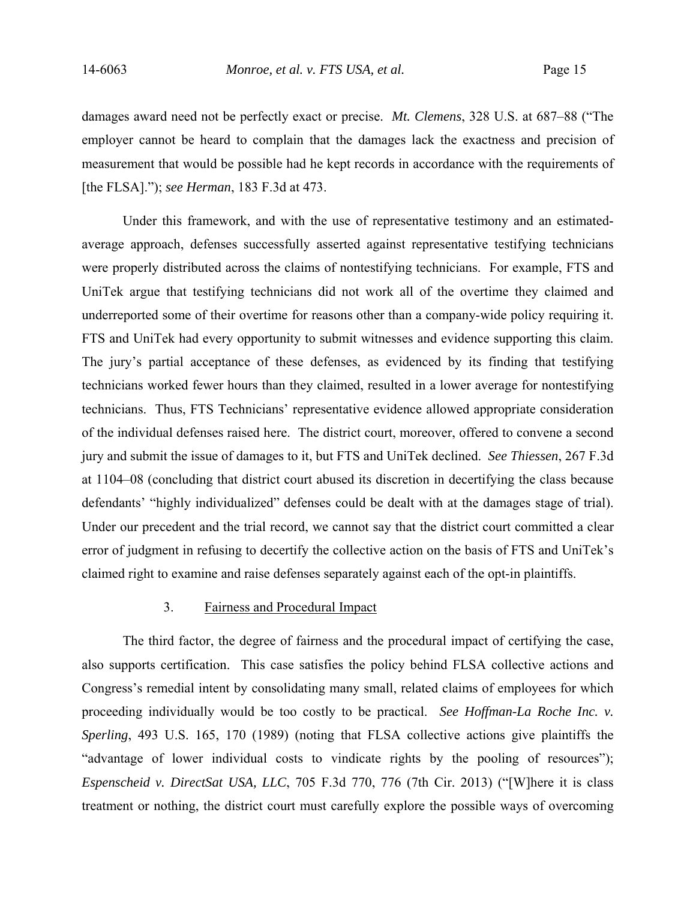damages award need not be perfectly exact or precise. *Mt. Clemens*, 328 U.S. at 687–88 ("The employer cannot be heard to complain that the damages lack the exactness and precision of measurement that would be possible had he kept records in accordance with the requirements of [the FLSA]."); *see Herman*, 183 F.3d at 473.

Under this framework, and with the use of representative testimony and an estimated-average approach, defenses successfully asserted against representative testifying technicians were properly distributed across the claims of nontestifying technicians. For example, FTS and UniTek argue that testifying technicians did not work all of the overtime they claimed and underreported some of their overtime for reasons other than a company-wide policy requiring it. FTS and UniTek had every opportunity to submit witnesses and evidence supporting this claim. The jury's partial acceptance of these defenses, as evidenced by its finding that testifying technicians worked fewer hours than they claimed, resulted in a lower average for nontestifying technicians. Thus, FTS Technicians' representative evidence allowed appropriate consideration of the individual defenses raised here. The district court, moreover, offered to convene a second jury and submit the issue of damages to it, but FTS and UniTek declined. *See Thiessen*, 267 F.3d at 1104–08 (concluding that district court abused its discretion in decertifying the class because defendants' "highly individualized" defenses could be dealt with at the damages stage of trial). Under our precedent and the trial record, we cannot say that the district court committed a clear error of judgment in refusing to decertify the collective action on the basis of FTS and UniTek's claimed right to examine and raise defenses separately against each of the opt-in plaintiffs.

### 3. Fairness and Procedural Impact

The third factor, the degree of fairness and the procedural impact of certifying the case, also supports certification. This case satisfies the policy behind FLSA collective actions and Congress's remedial intent by consolidating many small, related claims of employees for which proceeding individually would be too costly to be practical. *See Hoffman-La Roche Inc. v. Sperling*, 493 U.S. 165, 170 (1989) (noting that FLSA collective actions give plaintiffs the "advantage of lower individual costs to vindicate rights by the pooling of resources"); *Espenscheid v. DirectSat USA, LLC*, 705 F.3d 770, 776 (7th Cir. 2013) ("[W]here it is class treatment or nothing, the district court must carefully explore the possible ways of overcoming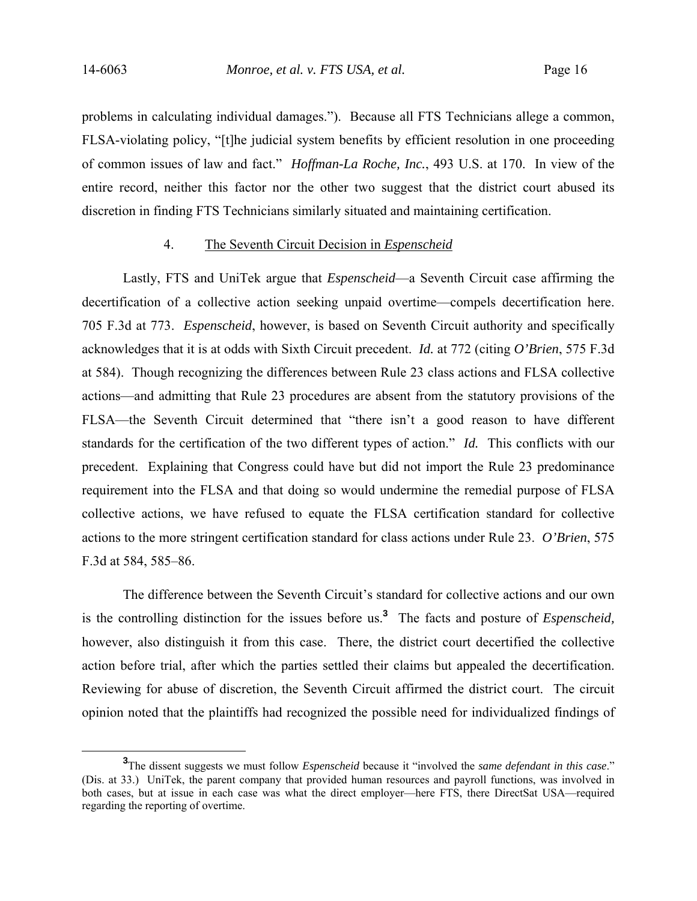problems in calculating individual damages."). Because all FTS Technicians allege a common, FLSA-violating policy, "[t]he judicial system benefits by efficient resolution in one proceeding of common issues of law and fact." *Hoffman-La Roche, Inc.*, 493 U.S. at 170. In view of the entire record, neither this factor nor the other two suggest that the district court abused its discretion in finding FTS Technicians similarly situated and maintaining certification.

4. The Seventh Circuit Decision in *Espenscheid*

Lastly, FTS and UniTek argue that *Espenscheid*—a Seventh Circuit case affirming the decertification of a collective action seeking unpaid overtime—compels decertification here. 705 F.3d at 773. *Espenscheid*, however, is based on Seventh Circuit authority and specifically acknowledges that it is at odds with Sixth Circuit precedent. *Id.* at 772 (citing *O'Brien*, 575 F.3d at 584). Though recognizing the differences between Rule 23 class actions and FLSA collective actions—and admitting that Rule 23 procedures are absent from the statutory provisions of the FLSA—the Seventh Circuit determined that "there isn't a good reason to have different standards for the certification of the two different types of action." *Id.* This conflicts with our precedent. Explaining that Congress could have but did not import the Rule 23 predominance requirement into the FLSA and that doing so would undermine the remedial purpose of FLSA collective actions, we have refused to equate the FLSA certification standard for collective actions to the more stringent certification standard for class actions under Rule 23. *O'Brien*, 575 F.3d at 584, 585–86.

The difference between the Seventh Circuit's standard for collective actions and our own is the controlling distinction for the issues before us.[3] The facts and posture of *Espenscheid,* however, also distinguish it from this case. There, the district court decertified the collective action before trial, after which the parties settled their claims but appealed the decertification. Reviewing for abuse of discretion, the Seventh Circuit affirmed the district court. The circuit opinion noted that the plaintiffs had recognized the possible need for individualized findings of

[3]The dissent suggests we must follow *Espenscheid* because it "involved the *same defendant in this case*." (Dis. at 33.) UniTek, the parent company that provided human resources and payroll functions, was involved in both cases, but at issue in each case was what the direct employer—here FTS, there DirectSat USA—required regarding the reporting of overtime.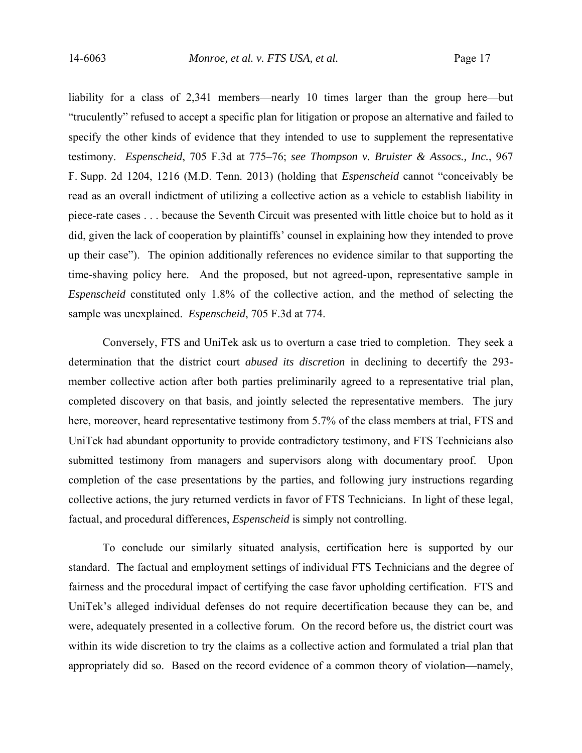liability for a class of 2,341 members—nearly 10 times larger than the group here—but "truculently" refused to accept a specific plan for litigation or propose an alternative and failed to specify the other kinds of evidence that they intended to use to supplement the representative testimony. *Espenscheid*, 705 F.3d at 775–76; *see Thompson v. Bruister & Assocs., Inc.*, 967 F. Supp. 2d 1204, 1216 (M.D. Tenn. 2013) (holding that *Espenscheid* cannot "conceivably be read as an overall indictment of utilizing a collective action as a vehicle to establish liability in piece-rate cases . . . because the Seventh Circuit was presented with little choice but to hold as it did, given the lack of cooperation by plaintiffs' counsel in explaining how they intended to prove up their case"). The opinion additionally references no evidence similar to that supporting the time-shaving policy here. And the proposed, but not agreed-upon, representative sample in *Espenscheid* constituted only 1.8% of the collective action, and the method of selecting the sample was unexplained. *Espenscheid*, 705 F.3d at 774.

Conversely, FTS and UniTek ask us to overturn a case tried to completion. They seek a determination that the district court *abused its discretion* in declining to decertify the 293-member collective action after both parties preliminarily agreed to a representative trial plan, completed discovery on that basis, and jointly selected the representative members. The jury here, moreover, heard representative testimony from 5.7% of the class members at trial, FTS and UniTek had abundant opportunity to provide contradictory testimony, and FTS Technicians also submitted testimony from managers and supervisors along with documentary proof. Upon completion of the case presentations by the parties, and following jury instructions regarding collective actions, the jury returned verdicts in favor of FTS Technicians. In light of these legal, factual, and procedural differences, *Espenscheid* is simply not controlling.

To conclude our similarly situated analysis, certification here is supported by our standard. The factual and employment settings of individual FTS Technicians and the degree of fairness and the procedural impact of certifying the case favor upholding certification. FTS and UniTek's alleged individual defenses do not require decertification because they can be, and were, adequately presented in a collective forum. On the record before us, the district court was within its wide discretion to try the claims as a collective action and formulated a trial plan that appropriately did so. Based on the record evidence of a common theory of violation—namely,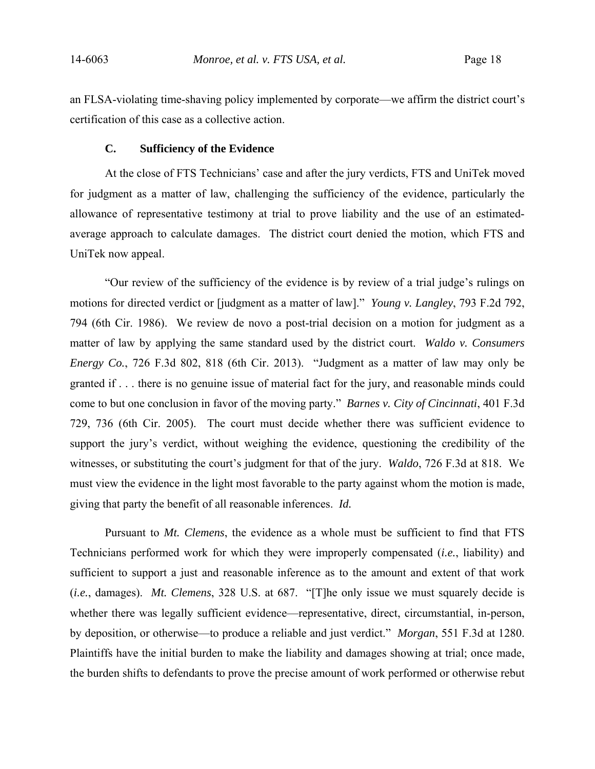an FLSA-violating time-shaving policy implemented by corporate—we affirm the district court's certification of this case as a collective action.

### C. Sufficiency of the Evidence

At the close of FTS Technicians' case and after the jury verdicts, FTS and UniTek moved for judgment as a matter of law, challenging the sufficiency of the evidence, particularly the allowance of representative testimony at trial to prove liability and the use of an estimated-average approach to calculate damages. The district court denied the motion, which FTS and UniTek now appeal.

"Our review of the sufficiency of the evidence is by review of a trial judge's rulings on motions for directed verdict or [judgment as a matter of law]." *Young v. Langley*, 793 F.2d 792, 794 (6th Cir. 1986). We review de novo a post-trial decision on a motion for judgment as a matter of law by applying the same standard used by the district court. *Waldo v. Consumers Energy Co.*, 726 F.3d 802, 818 (6th Cir. 2013). "Judgment as a matter of law may only be granted if . . . there is no genuine issue of material fact for the jury, and reasonable minds could come to but one conclusion in favor of the moving party." *Barnes v. City of Cincinnati*, 401 F.3d 729, 736 (6th Cir. 2005). The court must decide whether there was sufficient evidence to support the jury's verdict, without weighing the evidence, questioning the credibility of the witnesses, or substituting the court's judgment for that of the jury. *Waldo*, 726 F.3d at 818. We must view the evidence in the light most favorable to the party against whom the motion is made, giving that party the benefit of all reasonable inferences. *Id.*

Pursuant to *Mt. Clemens*, the evidence as a whole must be sufficient to find that FTS Technicians performed work for which they were improperly compensated (*i.e.*, liability) and sufficient to support a just and reasonable inference as to the amount and extent of that work (*i.e.*, damages). *Mt. Clemens*, 328 U.S. at 687. "[T]he only issue we must squarely decide is whether there was legally sufficient evidence—representative, direct, circumstantial, in-person, by deposition, or otherwise—to produce a reliable and just verdict." *Morgan*, 551 F.3d at 1280. Plaintiffs have the initial burden to make the liability and damages showing at trial; once made, the burden shifts to defendants to prove the precise amount of work performed or otherwise rebut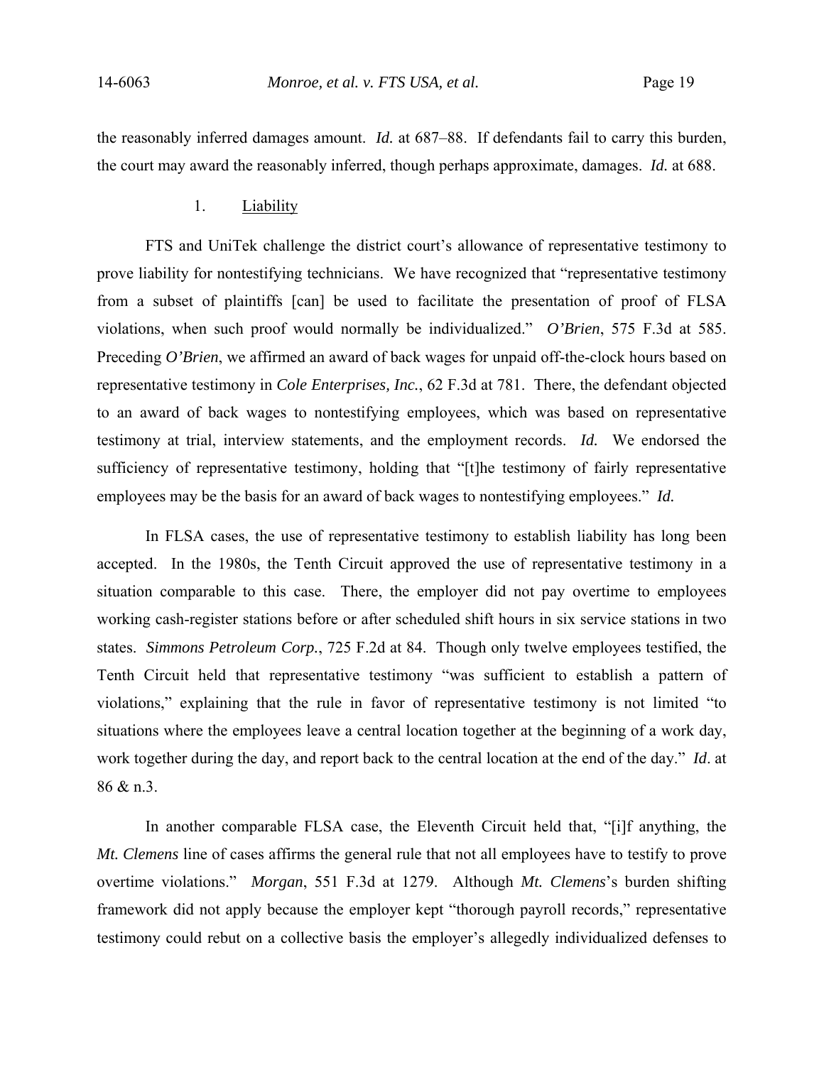the reasonably inferred damages amount. *Id.* at 687–88. If defendants fail to carry this burden, the court may award the reasonably inferred, though perhaps approximate, damages. *Id.* at 688.

1. Liability

FTS and UniTek challenge the district court's allowance of representative testimony to prove liability for nontestifying technicians. We have recognized that "representative testimony from a subset of plaintiffs [can] be used to facilitate the presentation of proof of FLSA violations, when such proof would normally be individualized." *O'Brien*, 575 F.3d at 585. Preceding *O'Brien*, we affirmed an award of back wages for unpaid off-the-clock hours based on representative testimony in *Cole Enterprises, Inc.*, 62 F.3d at 781. There, the defendant objected to an award of back wages to nontestifying employees, which was based on representative testimony at trial, interview statements, and the employment records. *Id.* We endorsed the sufficiency of representative testimony, holding that "[t]he testimony of fairly representative employees may be the basis for an award of back wages to nontestifying employees." *Id.*

In FLSA cases, the use of representative testimony to establish liability has long been accepted. In the 1980s, the Tenth Circuit approved the use of representative testimony in a situation comparable to this case. There, the employer did not pay overtime to employees working cash-register stations before or after scheduled shift hours in six service stations in two states. *Simmons Petroleum Corp.*, 725 F.2d at 84. Though only twelve employees testified, the Tenth Circuit held that representative testimony "was sufficient to establish a pattern of violations," explaining that the rule in favor of representative testimony is not limited "to situations where the employees leave a central location together at the beginning of a work day, work together during the day, and report back to the central location at the end of the day." *Id*. at 86 & n.3.

In another comparable FLSA case, the Eleventh Circuit held that, "[i]f anything, the *Mt. Clemens* line of cases affirms the general rule that not all employees have to testify to prove overtime violations." *Morgan*, 551 F.3d at 1279. Although *Mt. Clemens*'s burden shifting framework did not apply because the employer kept "thorough payroll records," representative testimony could rebut on a collective basis the employer's allegedly individualized defenses to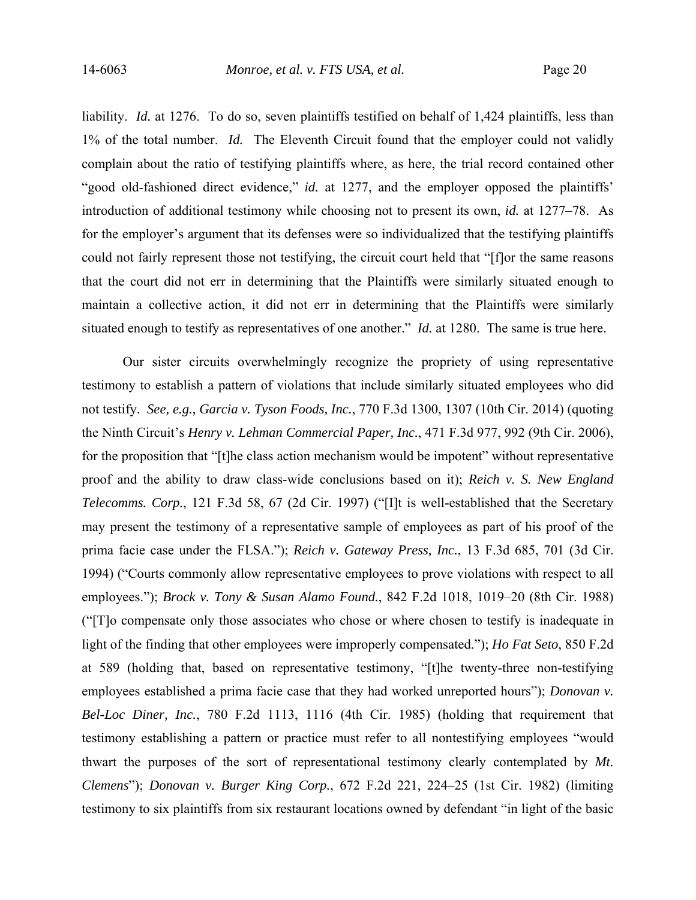liability. *Id.* at 1276. To do so, seven plaintiffs testified on behalf of 1,424 plaintiffs, less than 1% of the total number. *Id.* The Eleventh Circuit found that the employer could not validly complain about the ratio of testifying plaintiffs where, as here, the trial record contained other "good old-fashioned direct evidence," *id.* at 1277, and the employer opposed the plaintiffs' introduction of additional testimony while choosing not to present its own, *id.* at 1277–78. As for the employer's argument that its defenses were so individualized that the testifying plaintiffs could not fairly represent those not testifying, the circuit court held that "[f]or the same reasons that the court did not err in determining that the Plaintiffs were similarly situated enough to maintain a collective action, it did not err in determining that the Plaintiffs were similarly situated enough to testify as representatives of one another." *Id.* at 1280. The same is true here.

Our sister circuits overwhelmingly recognize the propriety of using representative testimony to establish a pattern of violations that include similarly situated employees who did not testify. *See, e.g.*, *Garcia v. Tyson Foods, Inc.*, 770 F.3d 1300, 1307 (10th Cir. 2014) (quoting the Ninth Circuit's *Henry v. Lehman Commercial Paper, Inc.*, 471 F.3d 977, 992 (9th Cir. 2006), for the proposition that "[t]he class action mechanism would be impotent" without representative proof and the ability to draw class-wide conclusions based on it); *Reich v. S. New England Telecomms. Corp.*, 121 F.3d 58, 67 (2d Cir. 1997) ("[I]t is well-established that the Secretary may present the testimony of a representative sample of employees as part of his proof of the prima facie case under the FLSA."); *Reich v. Gateway Press, Inc.*, 13 F.3d 685, 701 (3d Cir. 1994) ("Courts commonly allow representative employees to prove violations with respect to all employees."); *Brock v. Tony & Susan Alamo Found.*, 842 F.2d 1018, 1019–20 (8th Cir. 1988) ("[T]o compensate only those associates who chose or where chosen to testify is inadequate in light of the finding that other employees were improperly compensated."); *Ho Fat Seto*, 850 F.2d at 589 (holding that, based on representative testimony, "[t]he twenty-three non-testifying employees established a prima facie case that they had worked unreported hours"); *Donovan v. Bel-Loc Diner, Inc.*, 780 F.2d 1113, 1116 (4th Cir. 1985) (holding that requirement that testimony establishing a pattern or practice must refer to all nontestifying employees "would thwart the purposes of the sort of representational testimony clearly contemplated by *Mt. Clemens*"); *Donovan v. Burger King Corp.*, 672 F.2d 221, 224–25 (1st Cir. 1982) (limiting testimony to six plaintiffs from six restaurant locations owned by defendant "in light of the basic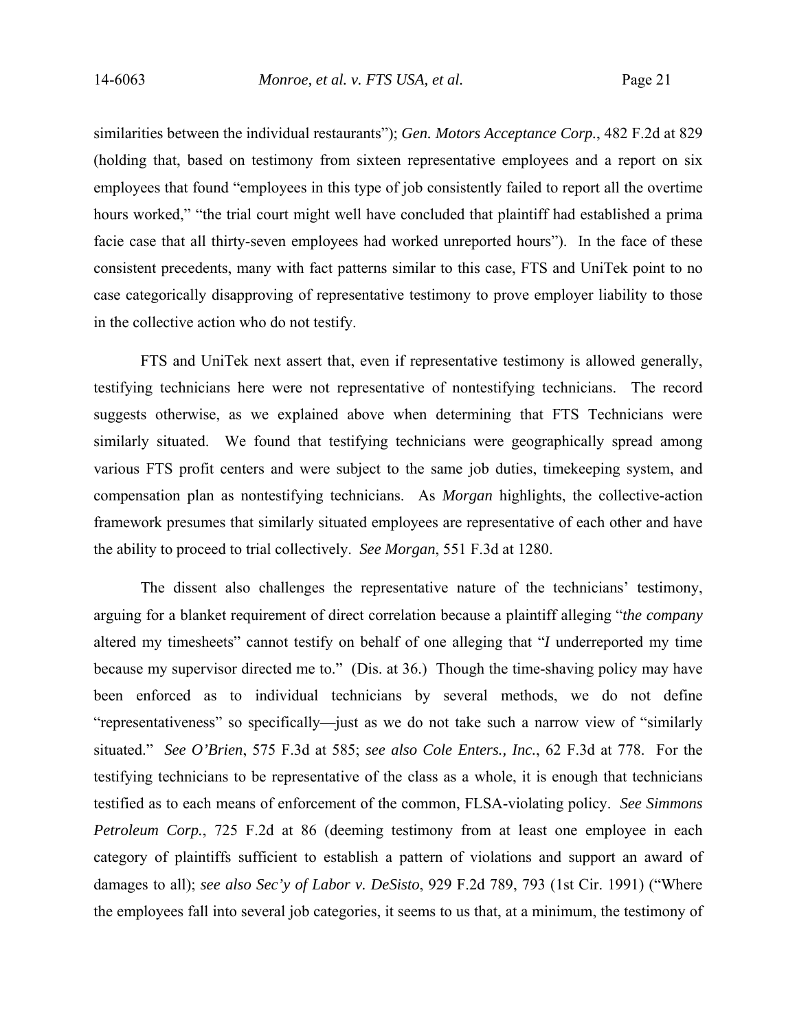similarities between the individual restaurants"); *Gen. Motors Acceptance Corp.*, 482 F.2d at 829 (holding that, based on testimony from sixteen representative employees and a report on six employees that found "employees in this type of job consistently failed to report all the overtime hours worked," "the trial court might well have concluded that plaintiff had established a prima facie case that all thirty-seven employees had worked unreported hours"). In the face of these consistent precedents, many with fact patterns similar to this case, FTS and UniTek point to no case categorically disapproving of representative testimony to prove employer liability to those in the collective action who do not testify.

FTS and UniTek next assert that, even if representative testimony is allowed generally, testifying technicians here were not representative of nontestifying technicians. The record suggests otherwise, as we explained above when determining that FTS Technicians were similarly situated. We found that testifying technicians were geographically spread among various FTS profit centers and were subject to the same job duties, timekeeping system, and compensation plan as nontestifying technicians. As *Morgan* highlights, the collective-action framework presumes that similarly situated employees are representative of each other and have the ability to proceed to trial collectively. *See Morgan*, 551 F.3d at 1280.

The dissent also challenges the representative nature of the technicians' testimony, arguing for a blanket requirement of direct correlation because a plaintiff alleging "*the company* altered my timesheets" cannot testify on behalf of one alleging that "*I* underreported my time because my supervisor directed me to." (Dis. at 36.) Though the time-shaving policy may have been enforced as to individual technicians by several methods, we do not define "representativeness" so specifically—just as we do not take such a narrow view of "similarly situated." *See O'Brien*, 575 F.3d at 585; *see also Cole Enters., Inc.*, 62 F.3d at 778. For the testifying technicians to be representative of the class as a whole, it is enough that technicians testified as to each means of enforcement of the common, FLSA-violating policy. *See Simmons Petroleum Corp.*, 725 F.2d at 86 (deeming testimony from at least one employee in each category of plaintiffs sufficient to establish a pattern of violations and support an award of damages to all); *see also Sec'y of Labor v. DeSisto*, 929 F.2d 789, 793 (1st Cir. 1991) ("Where the employees fall into several job categories, it seems to us that, at a minimum, the testimony of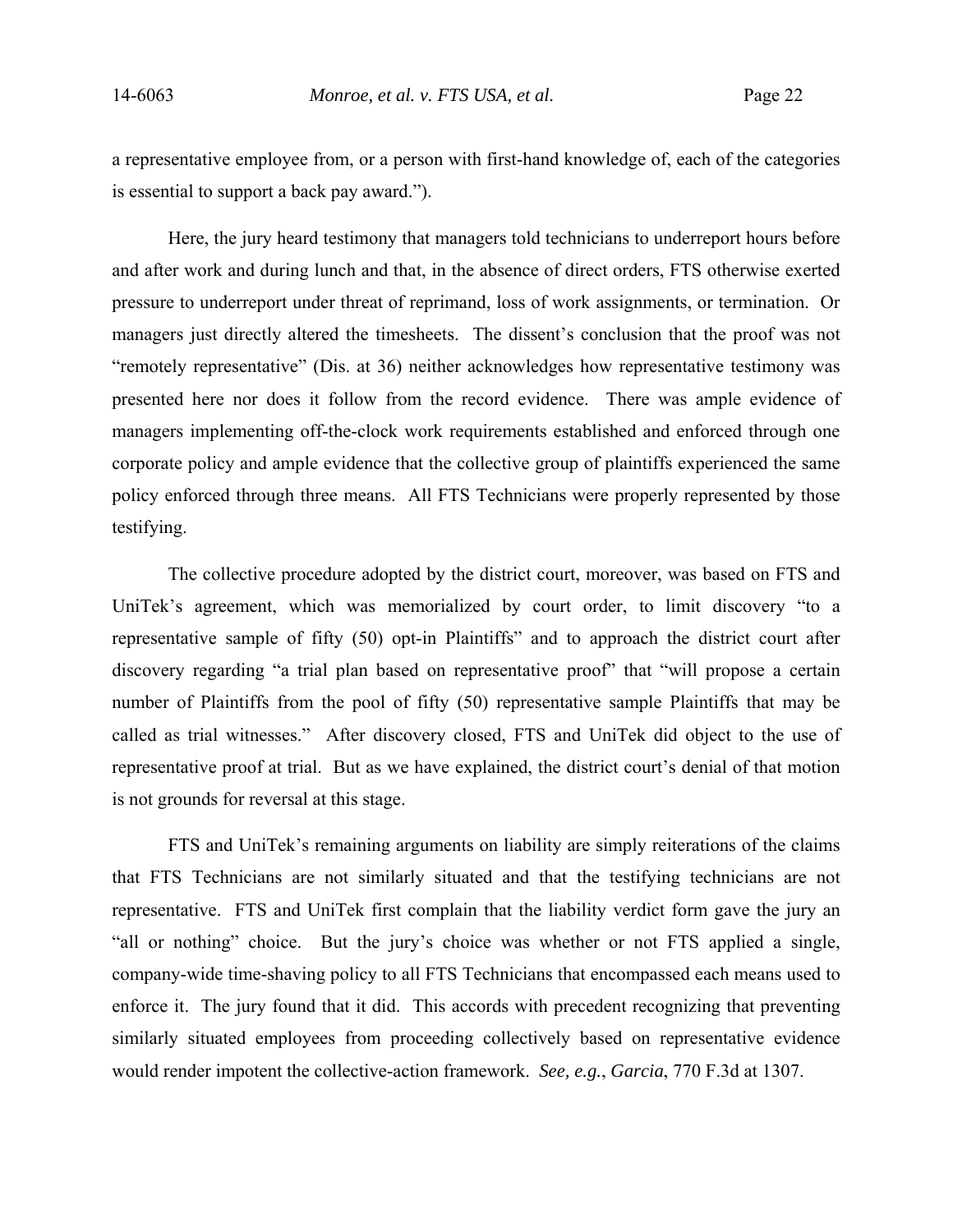a representative employee from, or a person with first-hand knowledge of, each of the categories is essential to support a back pay award.").

Here, the jury heard testimony that managers told technicians to underreport hours before and after work and during lunch and that, in the absence of direct orders, FTS otherwise exerted pressure to underreport under threat of reprimand, loss of work assignments, or termination. Or managers just directly altered the timesheets. The dissent's conclusion that the proof was not "remotely representative" (Dis. at 36) neither acknowledges how representative testimony was presented here nor does it follow from the record evidence. There was ample evidence of managers implementing off-the-clock work requirements established and enforced through one corporate policy and ample evidence that the collective group of plaintiffs experienced the same policy enforced through three means. All FTS Technicians were properly represented by those testifying.

The collective procedure adopted by the district court, moreover, was based on FTS and UniTek's agreement, which was memorialized by court order, to limit discovery "to a representative sample of fifty (50) opt-in Plaintiffs" and to approach the district court after discovery regarding "a trial plan based on representative proof" that "will propose a certain number of Plaintiffs from the pool of fifty (50) representative sample Plaintiffs that may be called as trial witnesses." After discovery closed, FTS and UniTek did object to the use of representative proof at trial. But as we have explained, the district court's denial of that motion is not grounds for reversal at this stage.

FTS and UniTek's remaining arguments on liability are simply reiterations of the claims that FTS Technicians are not similarly situated and that the testifying technicians are not representative. FTS and UniTek first complain that the liability verdict form gave the jury an "all or nothing" choice. But the jury's choice was whether or not FTS applied a single, company-wide time-shaving policy to all FTS Technicians that encompassed each means used to enforce it. The jury found that it did. This accords with precedent recognizing that preventing similarly situated employees from proceeding collectively based on representative evidence would render impotent the collective-action framework. *See, e.g.*, *Garcia*, 770 F.3d at 1307.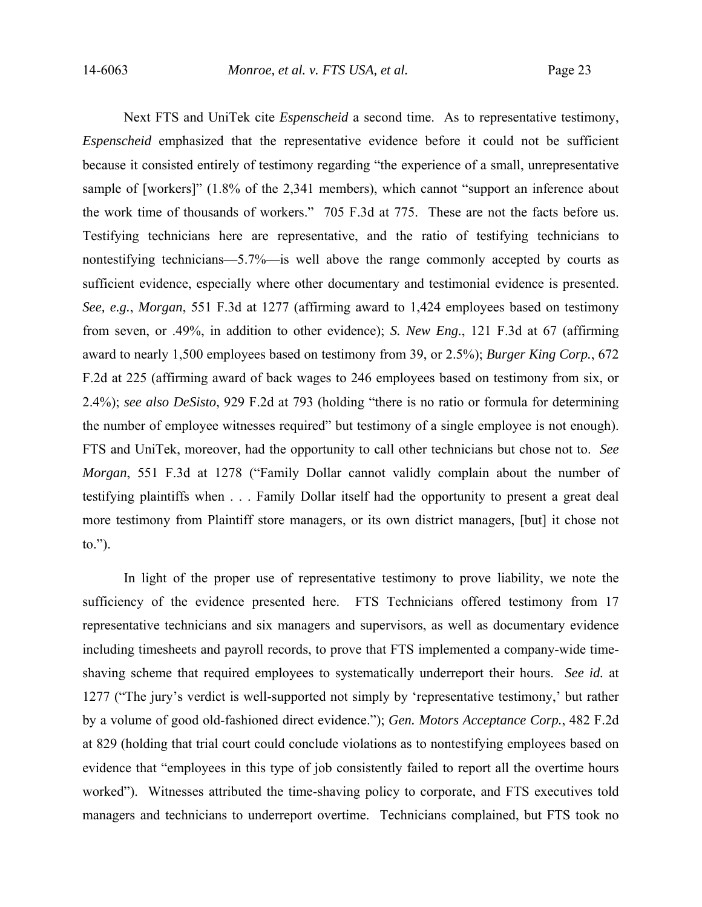Next FTS and UniTek cite *Espenscheid* a second time. As to representative testimony, *Espenscheid* emphasized that the representative evidence before it could not be sufficient because it consisted entirely of testimony regarding "the experience of a small, unrepresentative sample of [workers]" (1.8% of the 2,341 members), which cannot "support an inference about the work time of thousands of workers." 705 F.3d at 775. These are not the facts before us. Testifying technicians here are representative, and the ratio of testifying technicians to nontestifying technicians—5.7%—is well above the range commonly accepted by courts as sufficient evidence, especially where other documentary and testimonial evidence is presented. *See, e.g.*, *Morgan*, 551 F.3d at 1277 (affirming award to 1,424 employees based on testimony from seven, or .49%, in addition to other evidence); *S. New Eng.*, 121 F.3d at 67 (affirming award to nearly 1,500 employees based on testimony from 39, or 2.5%); *Burger King Corp.*, 672 F.2d at 225 (affirming award of back wages to 246 employees based on testimony from six, or 2.4%); *see also DeSisto*, 929 F.2d at 793 (holding "there is no ratio or formula for determining the number of employee witnesses required" but testimony of a single employee is not enough). FTS and UniTek, moreover, had the opportunity to call other technicians but chose not to. *See Morgan*, 551 F.3d at 1278 ("Family Dollar cannot validly complain about the number of testifying plaintiffs when . . . Family Dollar itself had the opportunity to present a great deal more testimony from Plaintiff store managers, or its own district managers, [but] it chose not to.").

In light of the proper use of representative testimony to prove liability, we note the sufficiency of the evidence presented here. FTS Technicians offered testimony from 17 representative technicians and six managers and supervisors, as well as documentary evidence including timesheets and payroll records, to prove that FTS implemented a company-wide time-shaving scheme that required employees to systematically underreport their hours. *See id.* at 1277 ("The jury's verdict is well-supported not simply by 'representative testimony,' but rather by a volume of good old-fashioned direct evidence."); *Gen. Motors Acceptance Corp.*, 482 F.2d at 829 (holding that trial court could conclude violations as to nontestifying employees based on evidence that "employees in this type of job consistently failed to report all the overtime hours worked"). Witnesses attributed the time-shaving policy to corporate, and FTS executives told managers and technicians to underreport overtime. Technicians complained, but FTS took no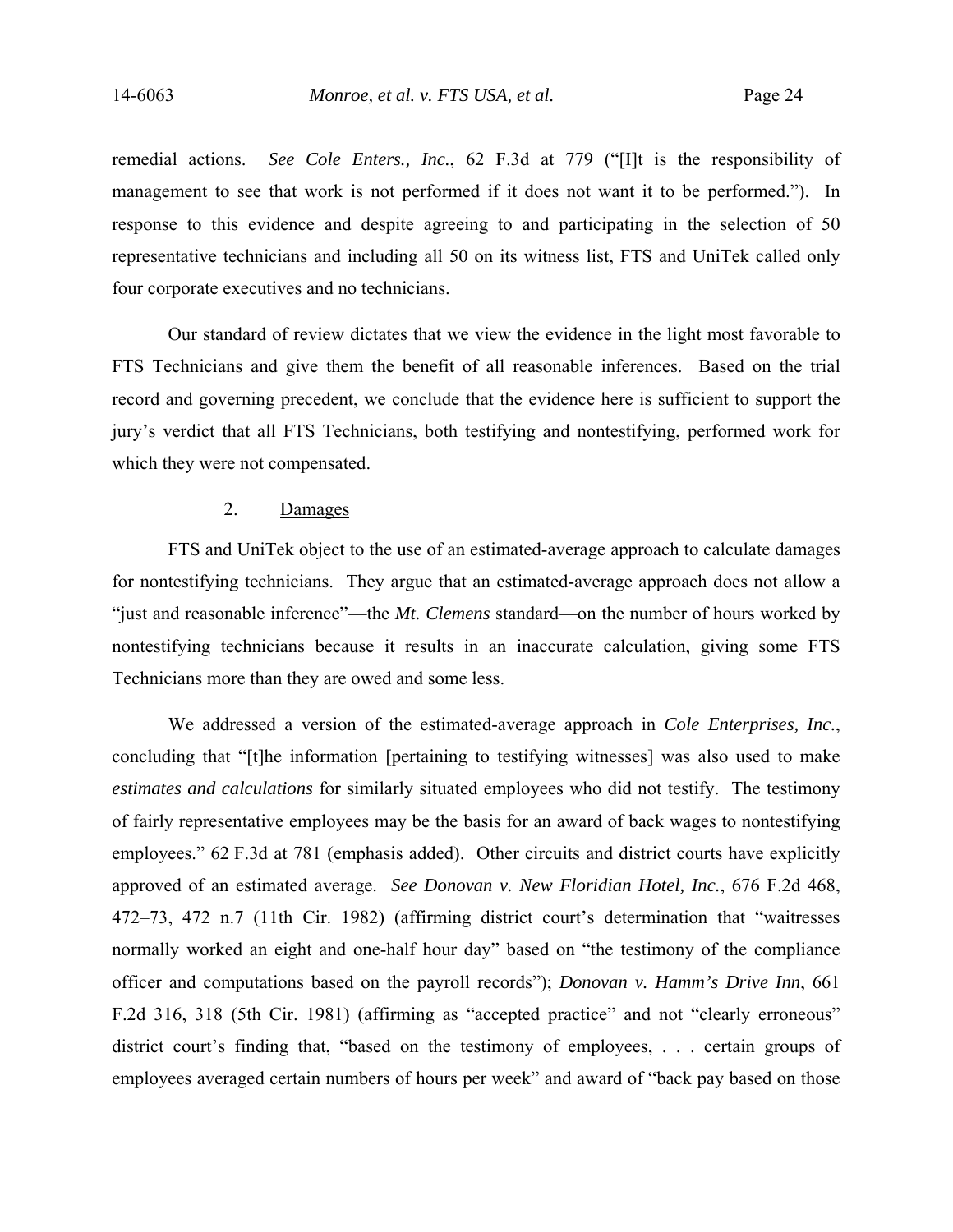remedial actions. *See Cole Enters., Inc.*, 62 F.3d at 779 ("[I]t is the responsibility of management to see that work is not performed if it does not want it to be performed."). In response to this evidence and despite agreeing to and participating in the selection of 50 representative technicians and including all 50 on its witness list, FTS and UniTek called only four corporate executives and no technicians.

Our standard of review dictates that we view the evidence in the light most favorable to FTS Technicians and give them the benefit of all reasonable inferences. Based on the trial record and governing precedent, we conclude that the evidence here is sufficient to support the jury's verdict that all FTS Technicians, both testifying and nontestifying, performed work for which they were not compensated.

### 2. Damages

FTS and UniTek object to the use of an estimated-average approach to calculate damages for nontestifying technicians. They argue that an estimated-average approach does not allow a "just and reasonable inference"—the *Mt. Clemens* standard—on the number of hours worked by nontestifying technicians because it results in an inaccurate calculation, giving some FTS Technicians more than they are owed and some less.

We addressed a version of the estimated-average approach in *Cole Enterprises, Inc.*, concluding that "[t]he information [pertaining to testifying witnesses] was also used to make *estimates and calculations* for similarly situated employees who did not testify. The testimony of fairly representative employees may be the basis for an award of back wages to nontestifying employees." 62 F.3d at 781 (emphasis added). Other circuits and district courts have explicitly approved of an estimated average. *See Donovan v. New Floridian Hotel, Inc.*, 676 F.2d 468, 472–73, 472 n.7 (11th Cir. 1982) (affirming district court's determination that "waitresses normally worked an eight and one-half hour day" based on "the testimony of the compliance officer and computations based on the payroll records"); *Donovan v. Hamm's Drive Inn*, 661 F.2d 316, 318 (5th Cir. 1981) (affirming as "accepted practice" and not "clearly erroneous" district court's finding that, "based on the testimony of employees, . . . certain groups of employees averaged certain numbers of hours per week" and award of "back pay based on those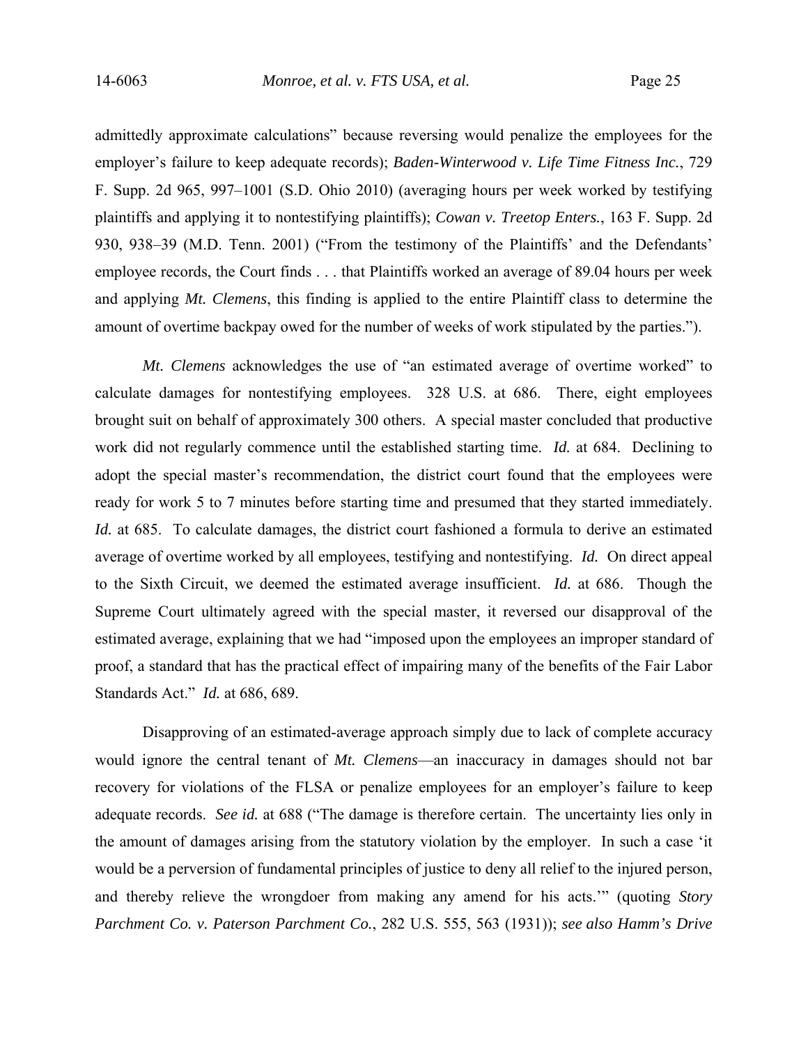admittedly approximate calculations" because reversing would penalize the employees for the employer's failure to keep adequate records); *Baden-Winterwood v. Life Time Fitness Inc.*, 729 F. Supp. 2d 965, 997–1001 (S.D. Ohio 2010) (averaging hours per week worked by testifying plaintiffs and applying it to nontestifying plaintiffs); *Cowan v. Treetop Enters.*, 163 F. Supp. 2d 930, 938–39 (M.D. Tenn. 2001) ("From the testimony of the Plaintiffs' and the Defendants' employee records, the Court finds . . . that Plaintiffs worked an average of 89.04 hours per week and applying *Mt. Clemens*, this finding is applied to the entire Plaintiff class to determine the amount of overtime backpay owed for the number of weeks of work stipulated by the parties.").

*Mt. Clemens* acknowledges the use of "an estimated average of overtime worked" to calculate damages for nontestifying employees. 328 U.S. at 686. There, eight employees brought suit on behalf of approximately 300 others. A special master concluded that productive work did not regularly commence until the established starting time. *Id.* at 684. Declining to adopt the special master's recommendation, the district court found that the employees were ready for work 5 to 7 minutes before starting time and presumed that they started immediately. *Id.* at 685. To calculate damages, the district court fashioned a formula to derive an estimated average of overtime worked by all employees, testifying and nontestifying. *Id.* On direct appeal to the Sixth Circuit, we deemed the estimated average insufficient. *Id.* at 686. Though the Supreme Court ultimately agreed with the special master, it reversed our disapproval of the estimated average, explaining that we had "imposed upon the employees an improper standard of proof, a standard that has the practical effect of impairing many of the benefits of the Fair Labor Standards Act." *Id.* at 686, 689.

Disapproving of an estimated-average approach simply due to lack of complete accuracy would ignore the central tenant of *Mt. Clemens*—an inaccuracy in damages should not bar recovery for violations of the FLSA or penalize employees for an employer's failure to keep adequate records. *See id.* at 688 ("The damage is therefore certain. The uncertainty lies only in the amount of damages arising from the statutory violation by the employer. In such a case 'it would be a perversion of fundamental principles of justice to deny all relief to the injured person, and thereby relieve the wrongdoer from making any amend for his acts.'" (quoting *Story Parchment Co. v. Paterson Parchment Co.*, 282 U.S. 555, 563 (1931)); *see also Hamm's Drive*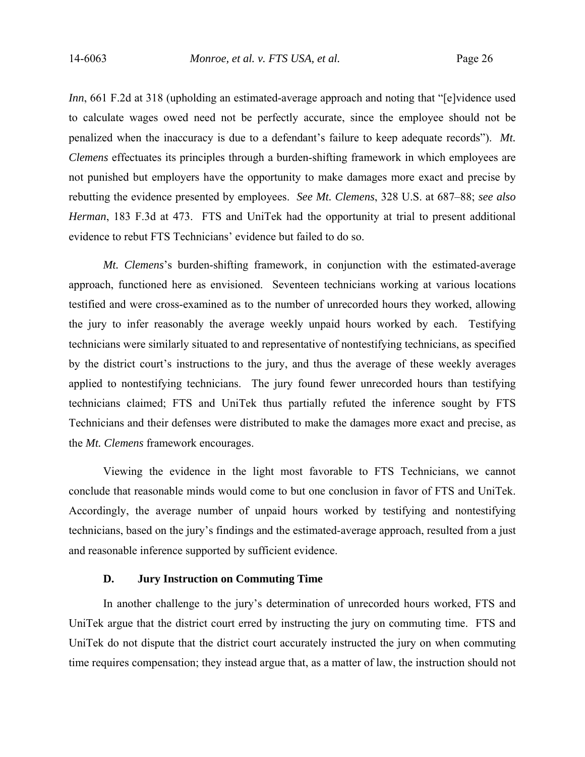*Inn*, 661 F.2d at 318 (upholding an estimated-average approach and noting that "[e]vidence used to calculate wages owed need not be perfectly accurate, since the employee should not be penalized when the inaccuracy is due to a defendant's failure to keep adequate records"). *Mt. Clemens* effectuates its principles through a burden-shifting framework in which employees are not punished but employers have the opportunity to make damages more exact and precise by rebutting the evidence presented by employees. *See Mt. Clemens*, 328 U.S. at 687–88; *see also Herman*, 183 F.3d at 473. FTS and UniTek had the opportunity at trial to present additional evidence to rebut FTS Technicians' evidence but failed to do so.

*Mt. Clemens*'s burden-shifting framework, in conjunction with the estimated-average approach, functioned here as envisioned. Seventeen technicians working at various locations testified and were cross-examined as to the number of unrecorded hours they worked, allowing the jury to infer reasonably the average weekly unpaid hours worked by each. Testifying technicians were similarly situated to and representative of nontestifying technicians, as specified by the district court's instructions to the jury, and thus the average of these weekly averages applied to nontestifying technicians. The jury found fewer unrecorded hours than testifying technicians claimed; FTS and UniTek thus partially refuted the inference sought by FTS Technicians and their defenses were distributed to make the damages more exact and precise, as the *Mt. Clemens* framework encourages.

Viewing the evidence in the light most favorable to FTS Technicians, we cannot conclude that reasonable minds would come to but one conclusion in favor of FTS and UniTek. Accordingly, the average number of unpaid hours worked by testifying and nontestifying technicians, based on the jury's findings and the estimated-average approach, resulted from a just and reasonable inference supported by sufficient evidence.

### D. Jury Instruction on Commuting Time

In another challenge to the jury's determination of unrecorded hours worked, FTS and UniTek argue that the district court erred by instructing the jury on commuting time. FTS and UniTek do not dispute that the district court accurately instructed the jury on when commuting time requires compensation; they instead argue that, as a matter of law, the instruction should not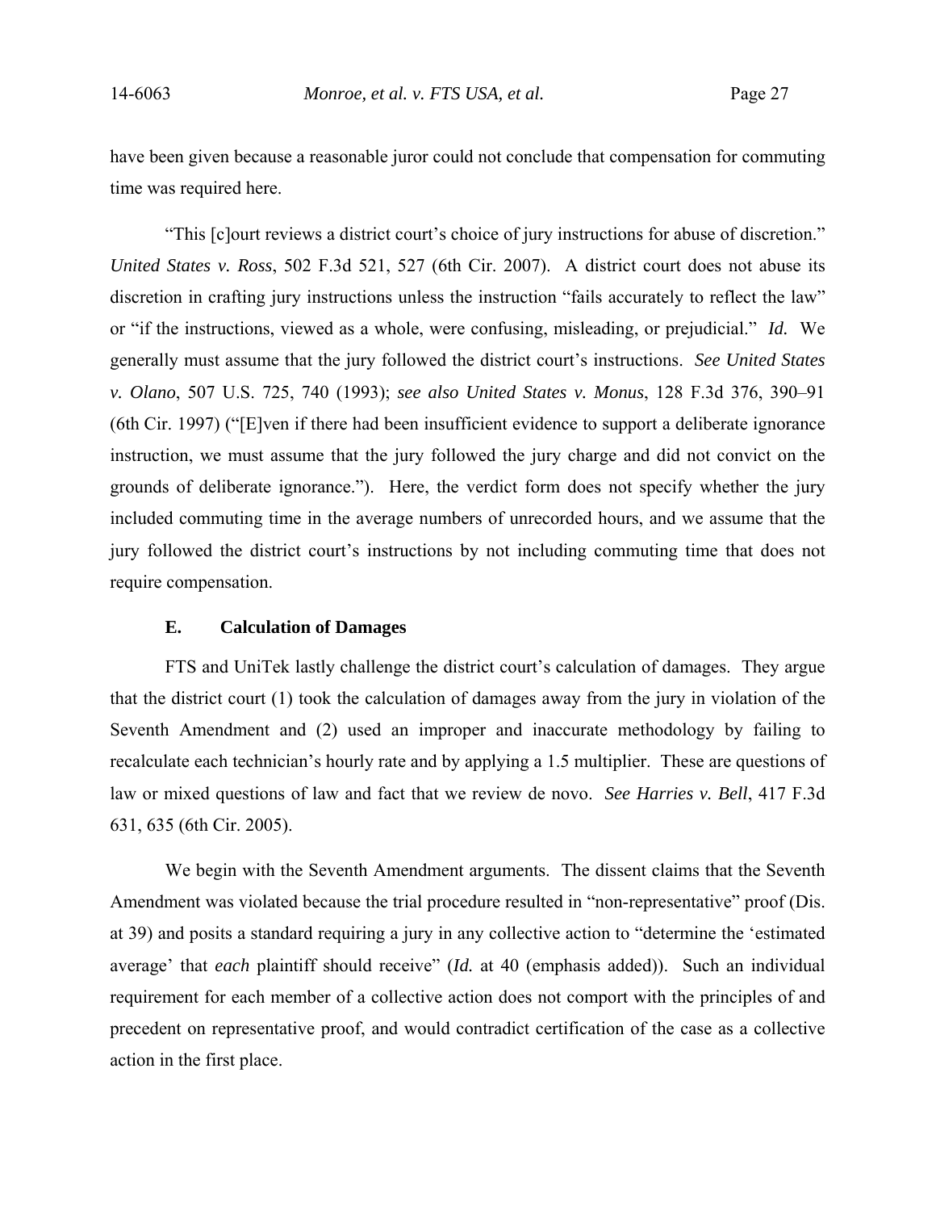have been given because a reasonable juror could not conclude that compensation for commuting time was required here.

"This [c]ourt reviews a district court's choice of jury instructions for abuse of discretion." *United States v. Ross*, 502 F.3d 521, 527 (6th Cir. 2007). A district court does not abuse its discretion in crafting jury instructions unless the instruction "fails accurately to reflect the law" or "if the instructions, viewed as a whole, were confusing, misleading, or prejudicial." *Id.* We generally must assume that the jury followed the district court's instructions. *See United States v. Olano*, 507 U.S. 725, 740 (1993); *see also United States v. Monus*, 128 F.3d 376, 390–91 (6th Cir. 1997) ("[E]ven if there had been insufficient evidence to support a deliberate ignorance instruction, we must assume that the jury followed the jury charge and did not convict on the grounds of deliberate ignorance."). Here, the verdict form does not specify whether the jury included commuting time in the average numbers of unrecorded hours, and we assume that the jury followed the district court's instructions by not including commuting time that does not require compensation.

### E. Calculation of Damages

FTS and UniTek lastly challenge the district court's calculation of damages. They argue that the district court (1) took the calculation of damages away from the jury in violation of the Seventh Amendment and (2) used an improper and inaccurate methodology by failing to recalculate each technician's hourly rate and by applying a 1.5 multiplier. These are questions of law or mixed questions of law and fact that we review de novo. *See Harries v. Bell*, 417 F.3d 631, 635 (6th Cir. 2005).

We begin with the Seventh Amendment arguments. The dissent claims that the Seventh Amendment was violated because the trial procedure resulted in "non-representative" proof (Dis. at 39) and posits a standard requiring a jury in any collective action to "determine the 'estimated average' that *each* plaintiff should receive" (*Id.* at 40 (emphasis added)). Such an individual requirement for each member of a collective action does not comport with the principles of and precedent on representative proof, and would contradict certification of the case as a collective action in the first place.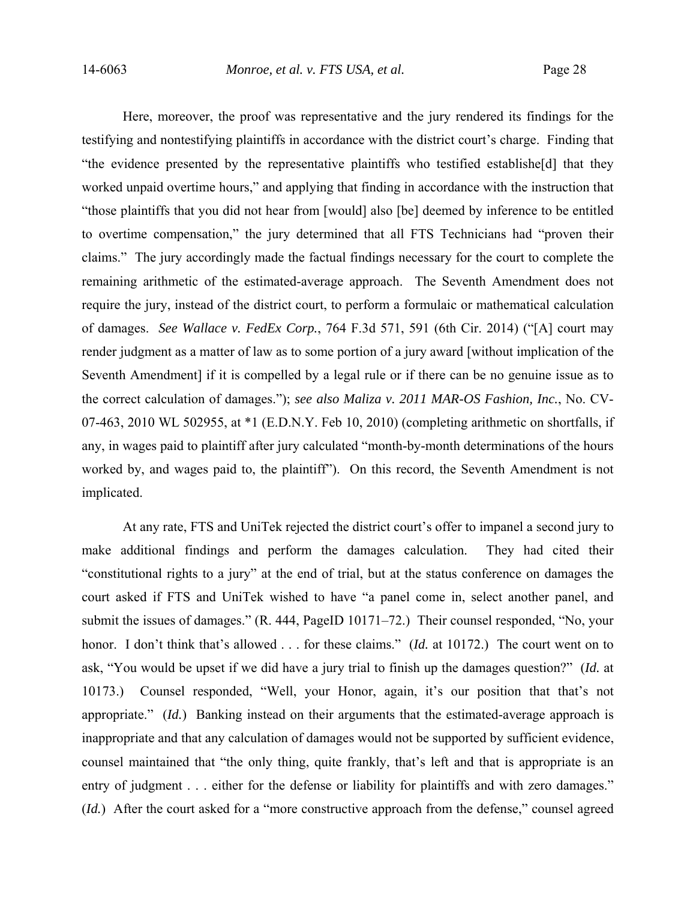Here, moreover, the proof was representative and the jury rendered its findings for the testifying and nontestifying plaintiffs in accordance with the district court's charge. Finding that "the evidence presented by the representative plaintiffs who testified establishe[d] that they worked unpaid overtime hours," and applying that finding in accordance with the instruction that "those plaintiffs that you did not hear from [would] also [be] deemed by inference to be entitled to overtime compensation," the jury determined that all FTS Technicians had "proven their claims." The jury accordingly made the factual findings necessary for the court to complete the remaining arithmetic of the estimated-average approach. The Seventh Amendment does not require the jury, instead of the district court, to perform a formulaic or mathematical calculation of damages. *See Wallace v. FedEx Corp.*, 764 F.3d 571, 591 (6th Cir. 2014) ("[A] court may render judgment as a matter of law as to some portion of a jury award [without implication of the Seventh Amendment] if it is compelled by a legal rule or if there can be no genuine issue as to the correct calculation of damages."); *see also Maliza v. 2011 MAR-OS Fashion, Inc.*, No. CV-07-463, 2010 WL 502955, at *1 (E.D.N.Y. Feb 10, 2010) (completing arithmetic on shortfalls, if any, in wages paid to plaintiff after jury calculated "month-by-month determinations of the hours worked by, and wages paid to, the plaintiff"). On this record, the Seventh Amendment is not implicated.

At any rate, FTS and UniTek rejected the district court's offer to impanel a second jury to make additional findings and perform the damages calculation. They had cited their "constitutional rights to a jury" at the end of trial, but at the status conference on damages the court asked if FTS and UniTek wished to have "a panel come in, select another panel, and submit the issues of damages." (R. 444, PageID 10171–72.) Their counsel responded, "No, your honor. I don't think that's allowed . . . for these claims." (*Id.* at 10172.) The court went on to ask, "You would be upset if we did have a jury trial to finish up the damages question?" (*Id.* at 10173.) Counsel responded, "Well, your Honor, again, it's our position that that's not appropriate." (*Id.*) Banking instead on their arguments that the estimated-average approach is inappropriate and that any calculation of damages would not be supported by sufficient evidence, counsel maintained that "the only thing, quite frankly, that's left and that is appropriate is an entry of judgment . . . either for the defense or liability for plaintiffs and with zero damages." (*Id.*) After the court asked for a "more constructive approach from the defense," counsel agreed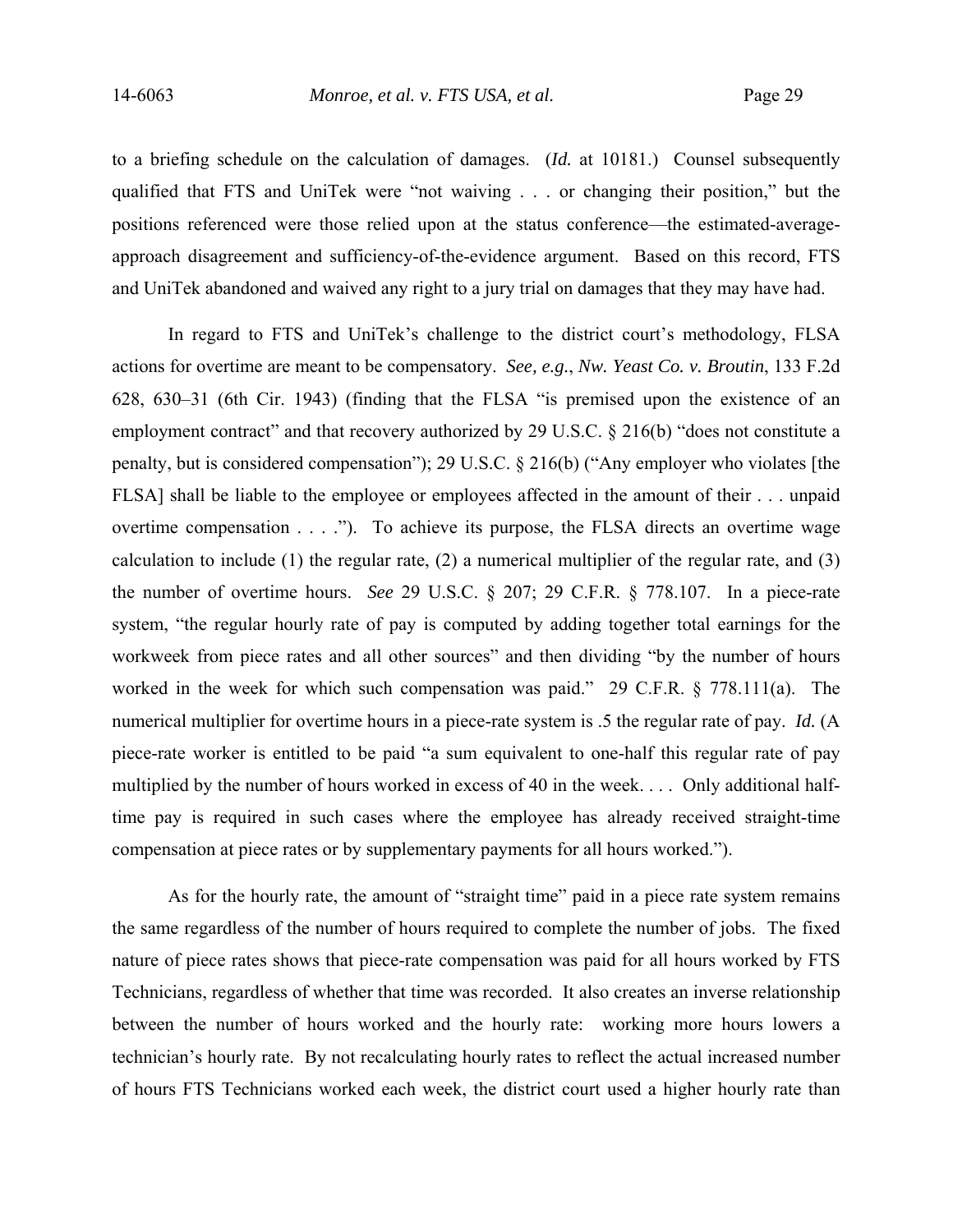to a briefing schedule on the calculation of damages. (*Id.* at 10181.) Counsel subsequently qualified that FTS and UniTek were "not waiving . . . or changing their position," but the positions referenced were those relied upon at the status conference—the estimated-average-approach disagreement and sufficiency-of-the-evidence argument. Based on this record, FTS and UniTek abandoned and waived any right to a jury trial on damages that they may have had.

In regard to FTS and UniTek's challenge to the district court's methodology, FLSA actions for overtime are meant to be compensatory. *See, e.g.*, *Nw. Yeast Co. v. Broutin*, 133 F.2d 628, 630–31 (6th Cir. 1943) (finding that the FLSA "is premised upon the existence of an employment contract" and that recovery authorized by 29 U.S.C. § 216(b) "does not constitute a penalty, but is considered compensation"); 29 U.S.C. § 216(b) ("Any employer who violates [the FLSA] shall be liable to the employee or employees affected in the amount of their . . . unpaid overtime compensation . . . ."). To achieve its purpose, the FLSA directs an overtime wage calculation to include (1) the regular rate, (2) a numerical multiplier of the regular rate, and (3) the number of overtime hours. *See* 29 U.S.C. § 207; 29 C.F.R. § 778.107. In a piece-rate system, "the regular hourly rate of pay is computed by adding together total earnings for the workweek from piece rates and all other sources" and then dividing "by the number of hours worked in the week for which such compensation was paid." 29 C.F.R. § 778.111(a). The numerical multiplier for overtime hours in a piece-rate system is .5 the regular rate of pay. *Id.* (A piece-rate worker is entitled to be paid "a sum equivalent to one-half this regular rate of pay multiplied by the number of hours worked in excess of 40 in the week. . . . Only additional half-time pay is required in such cases where the employee has already received straight-time compensation at piece rates or by supplementary payments for all hours worked.").

As for the hourly rate, the amount of "straight time" paid in a piece rate system remains the same regardless of the number of hours required to complete the number of jobs. The fixed nature of piece rates shows that piece-rate compensation was paid for all hours worked by FTS Technicians, regardless of whether that time was recorded. It also creates an inverse relationship between the number of hours worked and the hourly rate: working more hours lowers a technician's hourly rate. By not recalculating hourly rates to reflect the actual increased number of hours FTS Technicians worked each week, the district court used a higher hourly rate than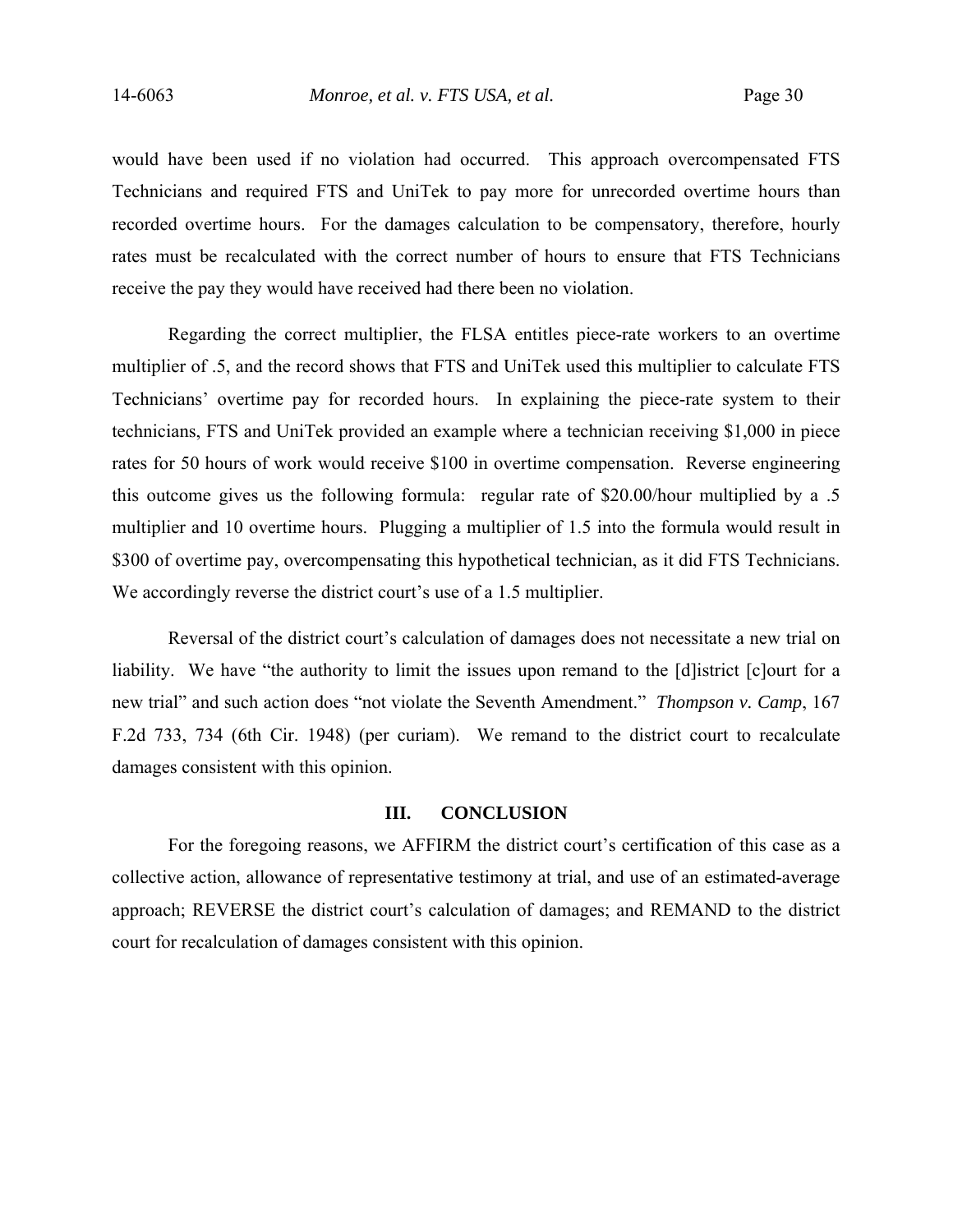would have been used if no violation had occurred. This approach overcompensated FTS Technicians and required FTS and UniTek to pay more for unrecorded overtime hours than recorded overtime hours. For the damages calculation to be compensatory, therefore, hourly rates must be recalculated with the correct number of hours to ensure that FTS Technicians receive the pay they would have received had there been no violation.

Regarding the correct multiplier, the FLSA entitles piece-rate workers to an overtime multiplier of .5, and the record shows that FTS and UniTek used this multiplier to calculate FTS Technicians' overtime pay for recorded hours. In explaining the piece-rate system to their technicians, FTS and UniTek provided an example where a technician receiving $1,000 in piece rates for 50 hours of work would receive $100 in overtime compensation. Reverse engineering this outcome gives us the following formula: regular rate of $20.00/hour multiplied by a .5 multiplier and 10 overtime hours. Plugging a multiplier of 1.5 into the formula would result in $300 of overtime pay, overcompensating this hypothetical technician, as it did FTS Technicians. We accordingly reverse the district court's use of a 1.5 multiplier.

Reversal of the district court's calculation of damages does not necessitate a new trial on liability. We have "the authority to limit the issues upon remand to the [d]istrict [c]ourt for a new trial" and such action does "not violate the Seventh Amendment." *Thompson v. Camp*, 167 F.2d 733, 734 (6th Cir. 1948) (per curiam). We remand to the district court to recalculate damages consistent with this opinion.

## III. CONCLUSION

For the foregoing reasons, we AFFIRM the district court's certification of this case as a collective action, allowance of representative testimony at trial, and use of an estimated-average approach; REVERSE the district court's calculation of damages; and REMAND to the district court for recalculation of damages consistent with this opinion.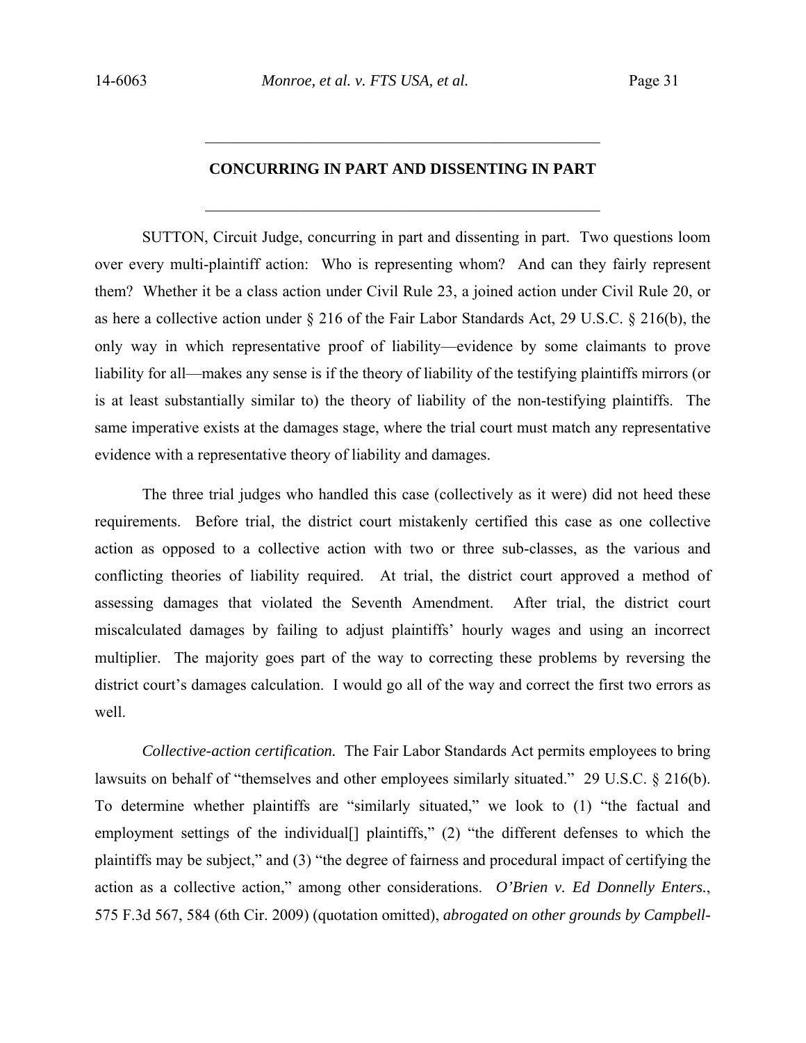## CONCURRING IN PART AND DISSENTING IN PART

SUTTON, Circuit Judge, concurring in part and dissenting in part. Two questions loom over every multi-plaintiff action: Who is representing whom? And can they fairly represent them? Whether it be a class action under Civil Rule 23, a joined action under Civil Rule 20, or as here a collective action under § 216 of the Fair Labor Standards Act, 29 U.S.C. § 216(b), the only way in which representative proof of liability—evidence by some claimants to prove liability for all—makes any sense is if the theory of liability of the testifying plaintiffs mirrors (or is at least substantially similar to) the theory of liability of the non-testifying plaintiffs. The same imperative exists at the damages stage, where the trial court must match any representative evidence with a representative theory of liability and damages.

The three trial judges who handled this case (collectively as it were) did not heed these requirements. Before trial, the district court mistakenly certified this case as one collective action as opposed to a collective action with two or three sub-classes, as the various and conflicting theories of liability required. At trial, the district court approved a method of assessing damages that violated the Seventh Amendment. After trial, the district court miscalculated damages by failing to adjust plaintiffs' hourly wages and using an incorrect multiplier. The majority goes part of the way to correcting these problems by reversing the district court's damages calculation. I would go all of the way and correct the first two errors as well.

*Collective-action certification.* The Fair Labor Standards Act permits employees to bring lawsuits on behalf of "themselves and other employees similarly situated." 29 U.S.C. § 216(b). To determine whether plaintiffs are "similarly situated," we look to (1) "the factual and employment settings of the individual[] plaintiffs," (2) "the different defenses to which the plaintiffs may be subject," and (3) "the degree of fairness and procedural impact of certifying the action as a collective action," among other considerations. *O'Brien v. Ed Donnelly Enters.*, 575 F.3d 567, 584 (6th Cir. 2009) (quotation omitted), *abrogated on other grounds by Campbell-*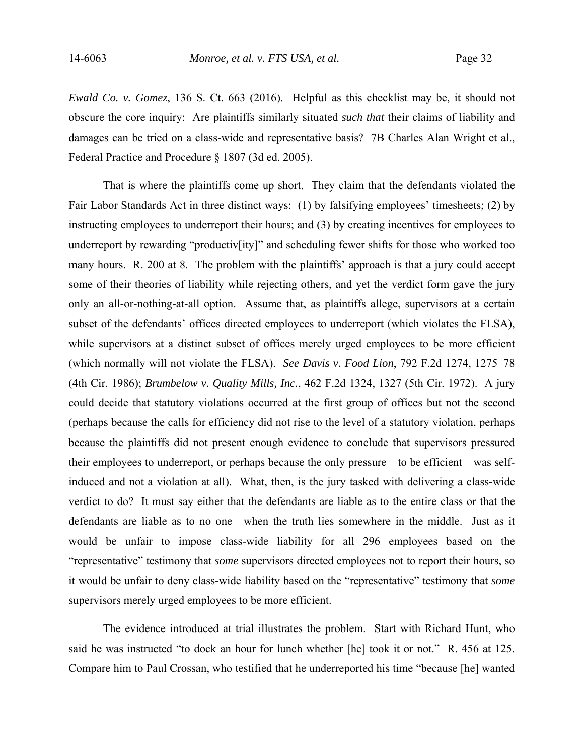*Ewald Co. v. Gomez*, 136 S. Ct. 663 (2016). Helpful as this checklist may be, it should not obscure the core inquiry: Are plaintiffs similarly situated *such that* their claims of liability and damages can be tried on a class-wide and representative basis? 7B Charles Alan Wright et al., Federal Practice and Procedure § 1807 (3d ed. 2005).

That is where the plaintiffs come up short. They claim that the defendants violated the Fair Labor Standards Act in three distinct ways: (1) by falsifying employees' timesheets; (2) by instructing employees to underreport their hours; and (3) by creating incentives for employees to underreport by rewarding "productiv[ity]" and scheduling fewer shifts for those who worked too many hours. R. 200 at 8. The problem with the plaintiffs' approach is that a jury could accept some of their theories of liability while rejecting others, and yet the verdict form gave the jury only an all-or-nothing-at-all option. Assume that, as plaintiffs allege, supervisors at a certain subset of the defendants' offices directed employees to underreport (which violates the FLSA), while supervisors at a distinct subset of offices merely urged employees to be more efficient (which normally will not violate the FLSA). *See Davis v. Food Lion*, 792 F.2d 1274, 1275–78 (4th Cir. 1986); *Brumbelow v. Quality Mills, Inc.*, 462 F.2d 1324, 1327 (5th Cir. 1972). A jury could decide that statutory violations occurred at the first group of offices but not the second (perhaps because the calls for efficiency did not rise to the level of a statutory violation, perhaps because the plaintiffs did not present enough evidence to conclude that supervisors pressured their employees to underreport, or perhaps because the only pressure—to be efficient—was self-induced and not a violation at all). What, then, is the jury tasked with delivering a class-wide verdict to do? It must say either that the defendants are liable as to the entire class or that the defendants are liable as to no one—when the truth lies somewhere in the middle. Just as it would be unfair to impose class-wide liability for all 296 employees based on the "representative" testimony that *some* supervisors directed employees not to report their hours, so it would be unfair to deny class-wide liability based on the "representative" testimony that *some* supervisors merely urged employees to be more efficient.

The evidence introduced at trial illustrates the problem. Start with Richard Hunt, who said he was instructed "to dock an hour for lunch whether [he] took it or not." R. 456 at 125. Compare him to Paul Crossan, who testified that he underreported his time "because [he] wanted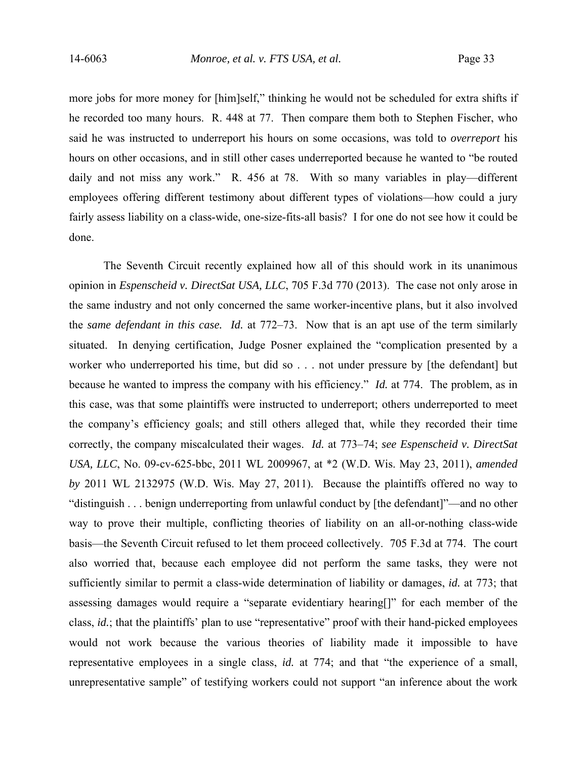more jobs for more money for [him]self," thinking he would not be scheduled for extra shifts if he recorded too many hours. R. 448 at 77. Then compare them both to Stephen Fischer, who said he was instructed to underreport his hours on some occasions, was told to *overreport* his hours on other occasions, and in still other cases underreported because he wanted to "be routed daily and not miss any work." R. 456 at 78. With so many variables in play—different employees offering different testimony about different types of violations—how could a jury fairly assess liability on a class-wide, one-size-fits-all basis? I for one do not see how it could be done.

The Seventh Circuit recently explained how all of this should work in its unanimous opinion in *Espenscheid v. DirectSat USA, LLC*, 705 F.3d 770 (2013). The case not only arose in the same industry and not only concerned the same worker-incentive plans, but it also involved the *same defendant in this case. Id.* at 772–73. Now that is an apt use of the term similarly situated. In denying certification, Judge Posner explained the "complication presented by a worker who underreported his time, but did so . . . not under pressure by [the defendant] but because he wanted to impress the company with his efficiency." *Id.* at 774. The problem, as in this case, was that some plaintiffs were instructed to underreport; others underreported to meet the company's efficiency goals; and still others alleged that, while they recorded their time correctly, the company miscalculated their wages. *Id.* at 773–74; *see Espenscheid v. DirectSat USA, LLC*, No. 09-cv-625-bbc, 2011 WL 2009967, at *2 (W.D. Wis. May 23, 2011), *amended by* 2011 WL 2132975 (W.D. Wis. May 27, 2011). Because the plaintiffs offered no way to "distinguish . . . benign underreporting from unlawful conduct by [the defendant]"—and no other way to prove their multiple, conflicting theories of liability on an all-or-nothing class-wide basis—the Seventh Circuit refused to let them proceed collectively. 705 F.3d at 774. The court also worried that, because each employee did not perform the same tasks, they were not sufficiently similar to permit a class-wide determination of liability or damages, *id.* at 773; that assessing damages would require a "separate evidentiary hearing[]" for each member of the class, *id.*; that the plaintiffs' plan to use "representative" proof with their hand-picked employees would not work because the various theories of liability made it impossible to have representative employees in a single class, *id.* at 774; and that "the experience of a small, unrepresentative sample" of testifying workers could not support "an inference about the work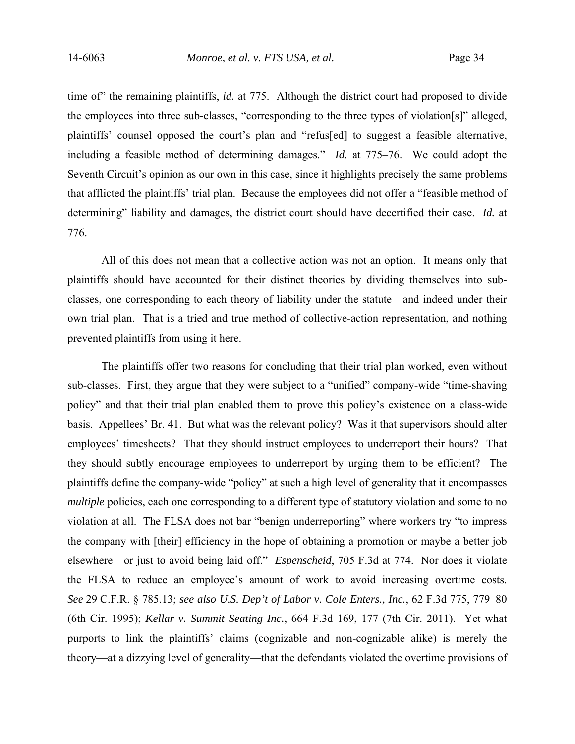time of" the remaining plaintiffs, *id.* at 775. Although the district court had proposed to divide the employees into three sub-classes, "corresponding to the three types of violation[s]" alleged, plaintiffs' counsel opposed the court's plan and "refus[ed] to suggest a feasible alternative, including a feasible method of determining damages." *Id.* at 775–76. We could adopt the Seventh Circuit's opinion as our own in this case, since it highlights precisely the same problems that afflicted the plaintiffs' trial plan. Because the employees did not offer a "feasible method of determining" liability and damages, the district court should have decertified their case. *Id.* at 776.

All of this does not mean that a collective action was not an option. It means only that plaintiffs should have accounted for their distinct theories by dividing themselves into sub-classes, one corresponding to each theory of liability under the statute—and indeed under their own trial plan. That is a tried and true method of collective-action representation, and nothing prevented plaintiffs from using it here.

The plaintiffs offer two reasons for concluding that their trial plan worked, even without sub-classes. First, they argue that they were subject to a "unified" company-wide "time-shaving policy" and that their trial plan enabled them to prove this policy's existence on a class-wide basis. Appellees' Br. 41. But what was the relevant policy? Was it that supervisors should alter employees' timesheets? That they should instruct employees to underreport their hours? That they should subtly encourage employees to underreport by urging them to be efficient? The plaintiffs define the company-wide "policy" at such a high level of generality that it encompasses *multiple* policies, each one corresponding to a different type of statutory violation and some to no violation at all. The FLSA does not bar "benign underreporting" where workers try "to impress the company with [their] efficiency in the hope of obtaining a promotion or maybe a better job elsewhere—or just to avoid being laid off." *Espenscheid*, 705 F.3d at 774. Nor does it violate the FLSA to reduce an employee's amount of work to avoid increasing overtime costs. *See* 29 C.F.R. § 785.13; *see also U.S. Dep't of Labor v. Cole Enters., Inc.*, 62 F.3d 775, 779–80 (6th Cir. 1995); *Kellar v. Summit Seating Inc.*, 664 F.3d 169, 177 (7th Cir. 2011). Yet what purports to link the plaintiffs' claims (cognizable and non-cognizable alike) is merely the theory—at a dizzying level of generality—that the defendants violated the overtime provisions of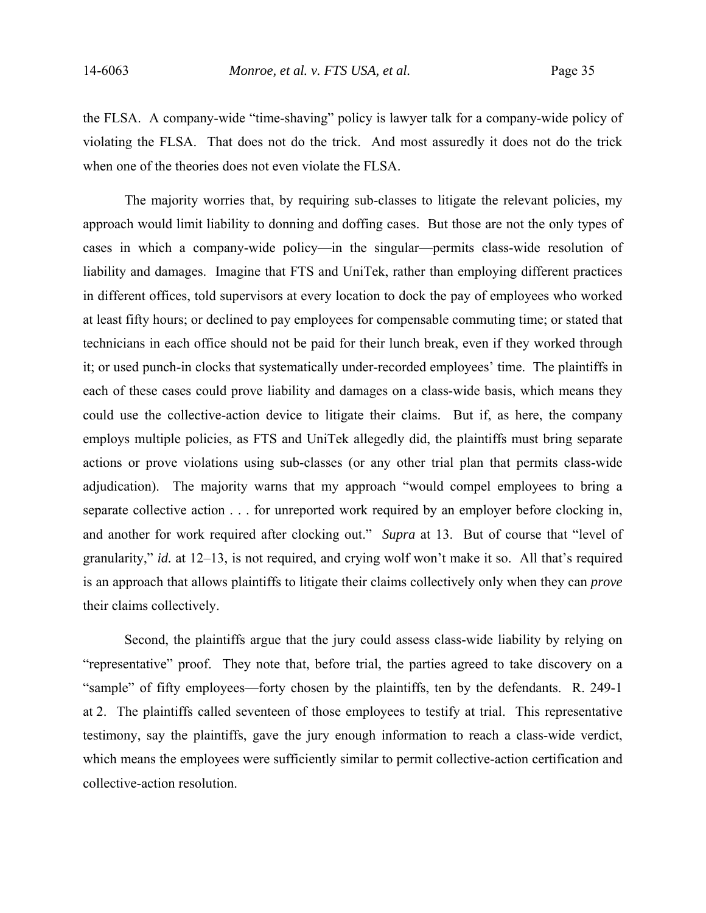the FLSA. A company-wide "time-shaving" policy is lawyer talk for a company-wide policy of violating the FLSA. That does not do the trick. And most assuredly it does not do the trick when one of the theories does not even violate the FLSA.

The majority worries that, by requiring sub-classes to litigate the relevant policies, my approach would limit liability to donning and doffing cases. But those are not the only types of cases in which a company-wide policy—in the singular—permits class-wide resolution of liability and damages. Imagine that FTS and UniTek, rather than employing different practices in different offices, told supervisors at every location to dock the pay of employees who worked at least fifty hours; or declined to pay employees for compensable commuting time; or stated that technicians in each office should not be paid for their lunch break, even if they worked through it; or used punch-in clocks that systematically under-recorded employees' time. The plaintiffs in each of these cases could prove liability and damages on a class-wide basis, which means they could use the collective-action device to litigate their claims. But if, as here, the company employs multiple policies, as FTS and UniTek allegedly did, the plaintiffs must bring separate actions or prove violations using sub-classes (or any other trial plan that permits class-wide adjudication). The majority warns that my approach "would compel employees to bring a separate collective action . . . for unreported work required by an employer before clocking in, and another for work required after clocking out." *Supra* at 13. But of course that "level of granularity," *id.* at 12–13, is not required, and crying wolf won't make it so. All that's required is an approach that allows plaintiffs to litigate their claims collectively only when they can *prove* their claims collectively.

Second, the plaintiffs argue that the jury could assess class-wide liability by relying on "representative" proof. They note that, before trial, the parties agreed to take discovery on a "sample" of fifty employees—forty chosen by the plaintiffs, ten by the defendants. R. 249-1 at 2. The plaintiffs called seventeen of those employees to testify at trial. This representative testimony, say the plaintiffs, gave the jury enough information to reach a class-wide verdict, which means the employees were sufficiently similar to permit collective-action certification and collective-action resolution.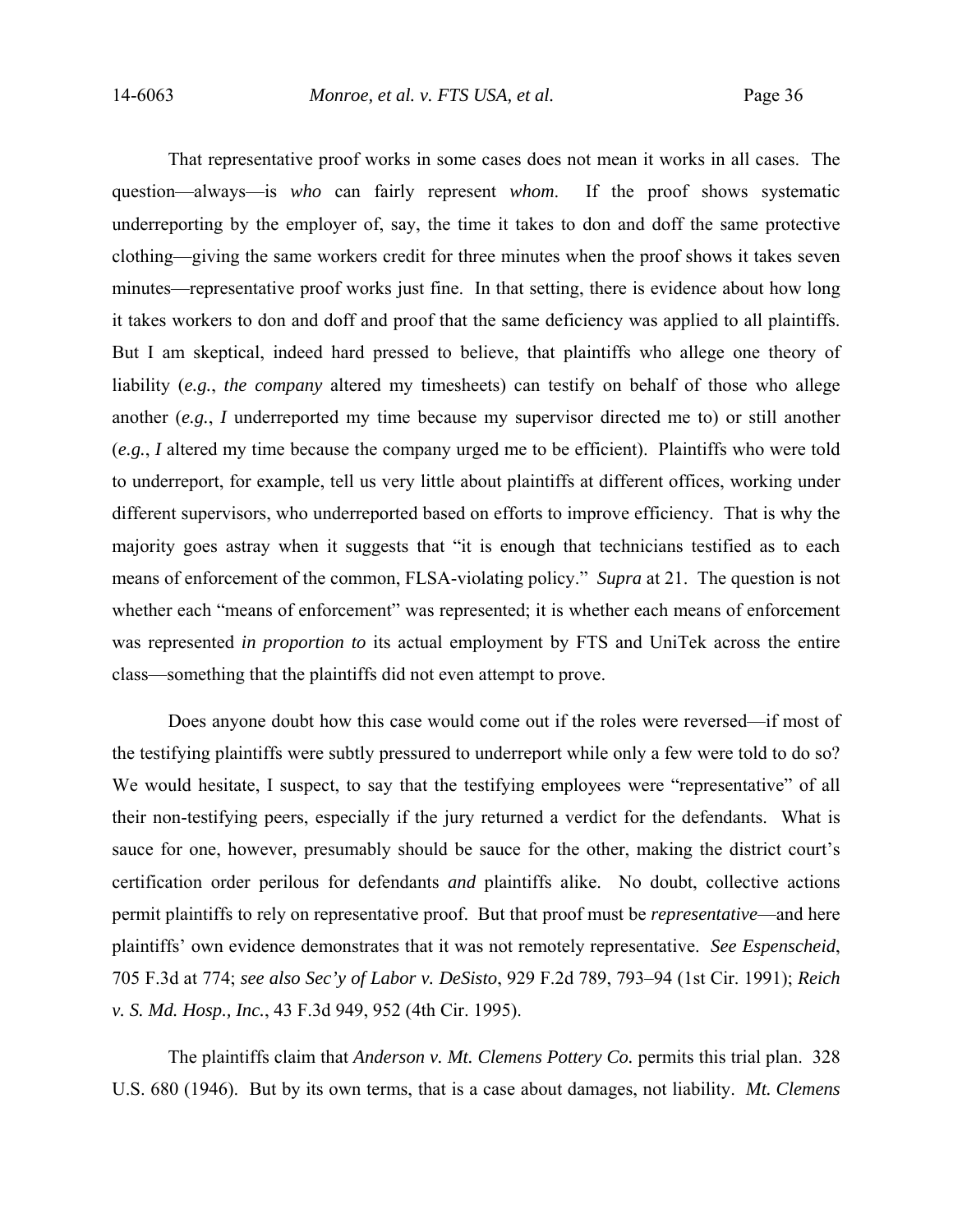That representative proof works in some cases does not mean it works in all cases. The question—always—is *who* can fairly represent *whom*. If the proof shows systematic underreporting by the employer of, say, the time it takes to don and doff the same protective clothing—giving the same workers credit for three minutes when the proof shows it takes seven minutes—representative proof works just fine. In that setting, there is evidence about how long it takes workers to don and doff and proof that the same deficiency was applied to all plaintiffs. But I am skeptical, indeed hard pressed to believe, that plaintiffs who allege one theory of liability (*e.g.*, *the company* altered my timesheets) can testify on behalf of those who allege another (*e.g.*, *I* underreported my time because my supervisor directed me to) or still another (*e.g.*, *I* altered my time because the company urged me to be efficient). Plaintiffs who were told to underreport, for example, tell us very little about plaintiffs at different offices, working under different supervisors, who underreported based on efforts to improve efficiency. That is why the majority goes astray when it suggests that "it is enough that technicians testified as to each means of enforcement of the common, FLSA-violating policy." *Supra* at 21. The question is not whether each "means of enforcement" was represented; it is whether each means of enforcement was represented *in proportion to* its actual employment by FTS and UniTek across the entire class—something that the plaintiffs did not even attempt to prove.

Does anyone doubt how this case would come out if the roles were reversed—if most of the testifying plaintiffs were subtly pressured to underreport while only a few were told to do so? We would hesitate, I suspect, to say that the testifying employees were "representative" of all their non-testifying peers, especially if the jury returned a verdict for the defendants. What is sauce for one, however, presumably should be sauce for the other, making the district court's certification order perilous for defendants *and* plaintiffs alike. No doubt, collective actions permit plaintiffs to rely on representative proof. But that proof must be *representative*—and here plaintiffs' own evidence demonstrates that it was not remotely representative. *See Espenscheid*, 705 F.3d at 774; *see also Sec'y of Labor v. DeSisto*, 929 F.2d 789, 793–94 (1st Cir. 1991); *Reich v. S. Md. Hosp., Inc.*, 43 F.3d 949, 952 (4th Cir. 1995).

The plaintiffs claim that *Anderson v. Mt. Clemens Pottery Co.* permits this trial plan. 328 U.S. 680 (1946). But by its own terms, that is a case about damages, not liability. *Mt. Clemens*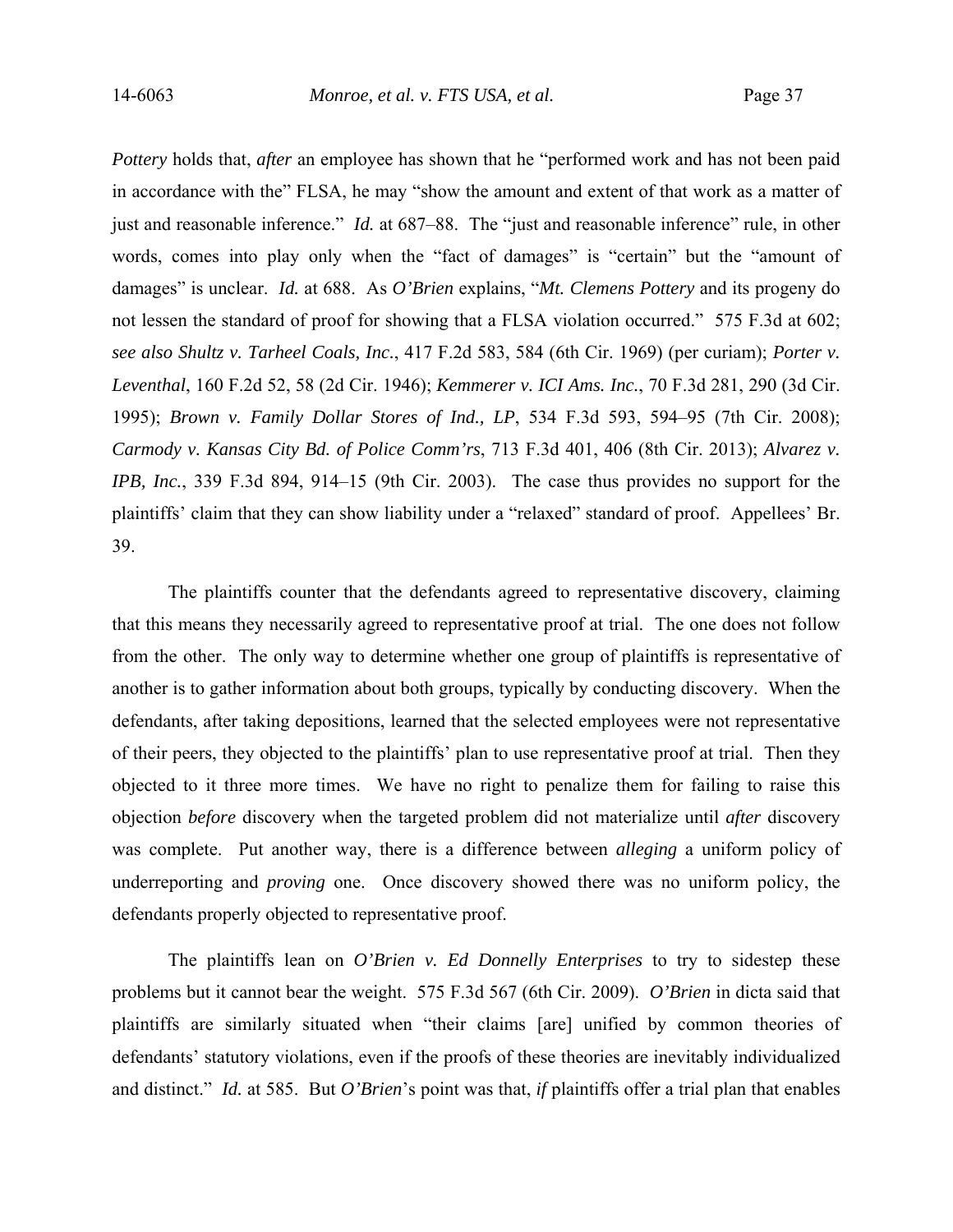*Pottery* holds that, *after* an employee has shown that he "performed work and has not been paid in accordance with the" FLSA, he may "show the amount and extent of that work as a matter of just and reasonable inference." *Id.* at 687–88. The "just and reasonable inference" rule, in other words, comes into play only when the "fact of damages" is "certain" but the "amount of damages" is unclear. *Id.* at 688. As *O'Brien* explains, "*Mt. Clemens Pottery* and its progeny do not lessen the standard of proof for showing that a FLSA violation occurred." 575 F.3d at 602; *see also Shultz v. Tarheel Coals, Inc.*, 417 F.2d 583, 584 (6th Cir. 1969) (per curiam); *Porter v. Leventhal*, 160 F.2d 52, 58 (2d Cir. 1946); *Kemmerer v. ICI Ams. Inc.*, 70 F.3d 281, 290 (3d Cir. 1995); *Brown v. Family Dollar Stores of Ind., LP*, 534 F.3d 593, 594–95 (7th Cir. 2008); *Carmody v. Kansas City Bd. of Police Comm'rs*, 713 F.3d 401, 406 (8th Cir. 2013); *Alvarez v. IPB, Inc.*, 339 F.3d 894, 914–15 (9th Cir. 2003). The case thus provides no support for the plaintiffs' claim that they can show liability under a "relaxed" standard of proof. Appellees' Br. 39.

The plaintiffs counter that the defendants agreed to representative discovery, claiming that this means they necessarily agreed to representative proof at trial. The one does not follow from the other. The only way to determine whether one group of plaintiffs is representative of another is to gather information about both groups, typically by conducting discovery. When the defendants, after taking depositions, learned that the selected employees were not representative of their peers, they objected to the plaintiffs' plan to use representative proof at trial. Then they objected to it three more times. We have no right to penalize them for failing to raise this objection *before* discovery when the targeted problem did not materialize until *after* discovery was complete. Put another way, there is a difference between *alleging* a uniform policy of underreporting and *proving* one. Once discovery showed there was no uniform policy, the defendants properly objected to representative proof.

The plaintiffs lean on *O'Brien v. Ed Donnelly Enterprises* to try to sidestep these problems but it cannot bear the weight. 575 F.3d 567 (6th Cir. 2009). *O'Brien* in dicta said that plaintiffs are similarly situated when "their claims [are] unified by common theories of defendants' statutory violations, even if the proofs of these theories are inevitably individualized and distinct." *Id.* at 585. But *O'Brien*'s point was that, *if* plaintiffs offer a trial plan that enables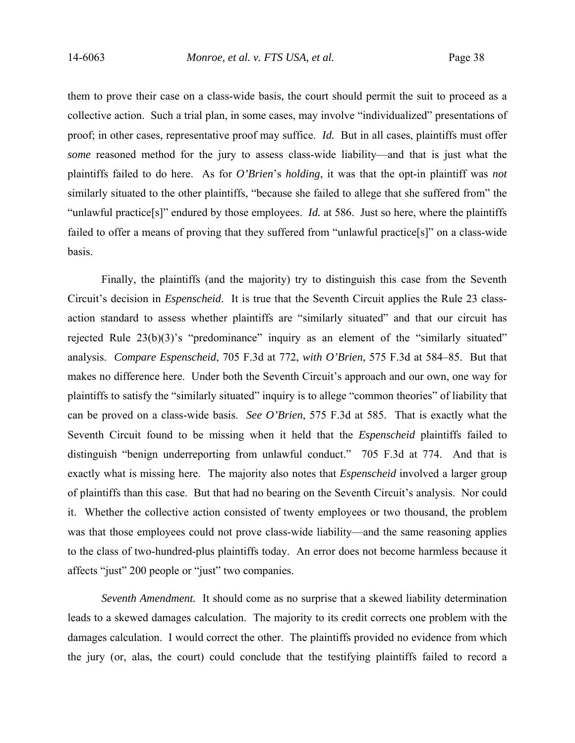them to prove their case on a class-wide basis, the court should permit the suit to proceed as a collective action. Such a trial plan, in some cases, may involve "individualized" presentations of proof; in other cases, representative proof may suffice. *Id.* But in all cases, plaintiffs must offer *some* reasoned method for the jury to assess class-wide liability—and that is just what the plaintiffs failed to do here. As for *O'Brien*'s *holding*, it was that the opt-in plaintiff was *not* similarly situated to the other plaintiffs, "because she failed to allege that she suffered from" the "unlawful practice[s]" endured by those employees. *Id.* at 586. Just so here, where the plaintiffs failed to offer a means of proving that they suffered from "unlawful practice[s]" on a class-wide basis.

Finally, the plaintiffs (and the majority) try to distinguish this case from the Seventh Circuit's decision in *Espenscheid*. It is true that the Seventh Circuit applies the Rule 23 class-action standard to assess whether plaintiffs are "similarly situated" and that our circuit has rejected Rule 23(b)(3)'s "predominance" inquiry as an element of the "similarly situated" analysis. *Compare Espenscheid*, 705 F.3d at 772, *with O'Brien*, 575 F.3d at 584–85. But that makes no difference here. Under both the Seventh Circuit's approach and our own, one way for plaintiffs to satisfy the "similarly situated" inquiry is to allege "common theories" of liability that can be proved on a class-wide basis. *See O'Brien*, 575 F.3d at 585. That is exactly what the Seventh Circuit found to be missing when it held that the *Espenscheid* plaintiffs failed to distinguish "benign underreporting from unlawful conduct." 705 F.3d at 774. And that is exactly what is missing here. The majority also notes that *Espenscheid* involved a larger group of plaintiffs than this case. But that had no bearing on the Seventh Circuit's analysis. Nor could it. Whether the collective action consisted of twenty employees or two thousand, the problem was that those employees could not prove class-wide liability—and the same reasoning applies to the class of two-hundred-plus plaintiffs today. An error does not become harmless because it affects "just" 200 people or "just" two companies.

*Seventh Amendment.* It should come as no surprise that a skewed liability determination leads to a skewed damages calculation. The majority to its credit corrects one problem with the damages calculation. I would correct the other. The plaintiffs provided no evidence from which the jury (or, alas, the court) could conclude that the testifying plaintiffs failed to record a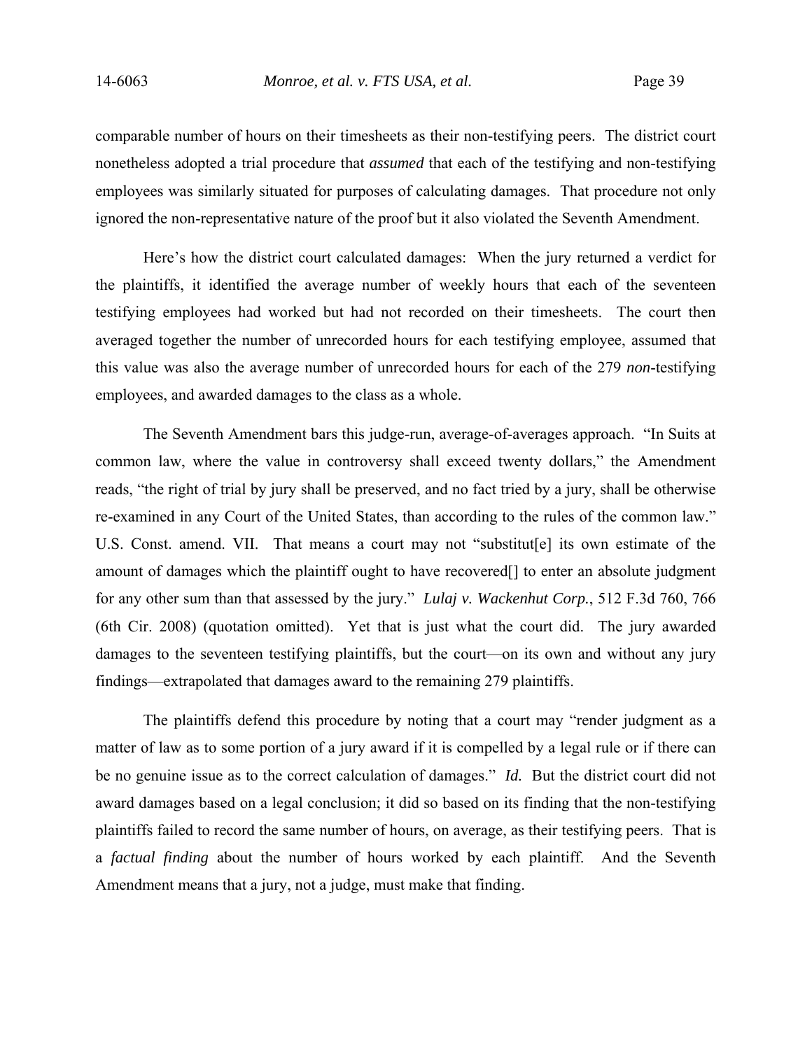comparable number of hours on their timesheets as their non-testifying peers. The district court nonetheless adopted a trial procedure that *assumed* that each of the testifying and non-testifying employees was similarly situated for purposes of calculating damages. That procedure not only ignored the non-representative nature of the proof but it also violated the Seventh Amendment.

Here's how the district court calculated damages: When the jury returned a verdict for the plaintiffs, it identified the average number of weekly hours that each of the seventeen testifying employees had worked but had not recorded on their timesheets. The court then averaged together the number of unrecorded hours for each testifying employee, assumed that this value was also the average number of unrecorded hours for each of the 279 *non*-testifying employees, and awarded damages to the class as a whole.

The Seventh Amendment bars this judge-run, average-of-averages approach. "In Suits at common law, where the value in controversy shall exceed twenty dollars," the Amendment reads, "the right of trial by jury shall be preserved, and no fact tried by a jury, shall be otherwise re-examined in any Court of the United States, than according to the rules of the common law." U.S. Const. amend. VII. That means a court may not "substitut[e] its own estimate of the amount of damages which the plaintiff ought to have recovered[] to enter an absolute judgment for any other sum than that assessed by the jury." *Lulaj v. Wackenhut Corp.*, 512 F.3d 760, 766 (6th Cir. 2008) (quotation omitted). Yet that is just what the court did. The jury awarded damages to the seventeen testifying plaintiffs, but the court—on its own and without any jury findings—extrapolated that damages award to the remaining 279 plaintiffs.

The plaintiffs defend this procedure by noting that a court may "render judgment as a matter of law as to some portion of a jury award if it is compelled by a legal rule or if there can be no genuine issue as to the correct calculation of damages." *Id.* But the district court did not award damages based on a legal conclusion; it did so based on its finding that the non-testifying plaintiffs failed to record the same number of hours, on average, as their testifying peers. That is a *factual finding* about the number of hours worked by each plaintiff. And the Seventh Amendment means that a jury, not a judge, must make that finding.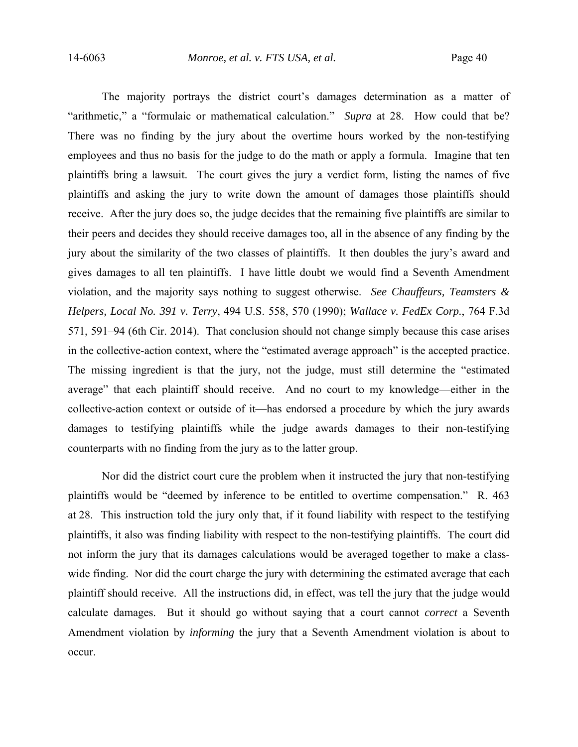The majority portrays the district court's damages determination as a matter of "arithmetic," a "formulaic or mathematical calculation." *Supra* at 28. How could that be? There was no finding by the jury about the overtime hours worked by the non-testifying employees and thus no basis for the judge to do the math or apply a formula. Imagine that ten plaintiffs bring a lawsuit. The court gives the jury a verdict form, listing the names of five plaintiffs and asking the jury to write down the amount of damages those plaintiffs should receive. After the jury does so, the judge decides that the remaining five plaintiffs are similar to their peers and decides they should receive damages too, all in the absence of any finding by the jury about the similarity of the two classes of plaintiffs. It then doubles the jury's award and gives damages to all ten plaintiffs. I have little doubt we would find a Seventh Amendment violation, and the majority says nothing to suggest otherwise. *See Chauffeurs, Teamsters & Helpers, Local No. 391 v. Terry*, 494 U.S. 558, 570 (1990); *Wallace v. FedEx Corp.*, 764 F.3d 571, 591–94 (6th Cir. 2014). That conclusion should not change simply because this case arises in the collective-action context, where the "estimated average approach" is the accepted practice. The missing ingredient is that the jury, not the judge, must still determine the "estimated average" that each plaintiff should receive. And no court to my knowledge—either in the collective-action context or outside of it—has endorsed a procedure by which the jury awards damages to testifying plaintiffs while the judge awards damages to their non-testifying counterparts with no finding from the jury as to the latter group.

Nor did the district court cure the problem when it instructed the jury that non-testifying plaintiffs would be "deemed by inference to be entitled to overtime compensation." R. 463 at 28. This instruction told the jury only that, if it found liability with respect to the testifying plaintiffs, it also was finding liability with respect to the non-testifying plaintiffs. The court did not inform the jury that its damages calculations would be averaged together to make a class-wide finding. Nor did the court charge the jury with determining the estimated average that each plaintiff should receive. All the instructions did, in effect, was tell the jury that the judge would calculate damages. But it should go without saying that a court cannot *correct* a Seventh Amendment violation by *informing* the jury that a Seventh Amendment violation is about to occur.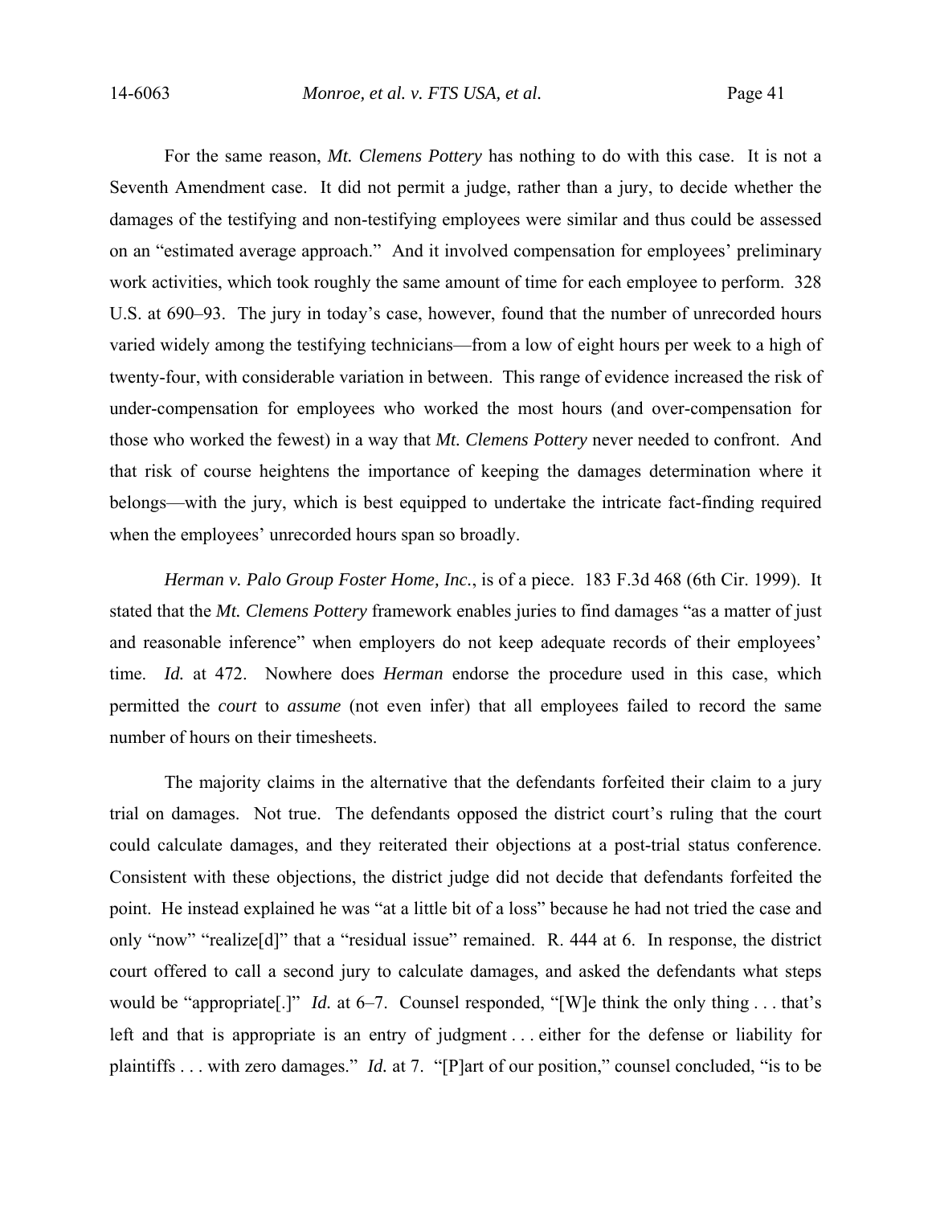For the same reason, *Mt. Clemens Pottery* has nothing to do with this case. It is not a Seventh Amendment case. It did not permit a judge, rather than a jury, to decide whether the damages of the testifying and non-testifying employees were similar and thus could be assessed on an "estimated average approach." And it involved compensation for employees' preliminary work activities, which took roughly the same amount of time for each employee to perform. 328 U.S. at 690–93. The jury in today's case, however, found that the number of unrecorded hours varied widely among the testifying technicians—from a low of eight hours per week to a high of twenty-four, with considerable variation in between. This range of evidence increased the risk of under-compensation for employees who worked the most hours (and over-compensation for those who worked the fewest) in a way that *Mt. Clemens Pottery* never needed to confront. And that risk of course heightens the importance of keeping the damages determination where it belongs—with the jury, which is best equipped to undertake the intricate fact-finding required when the employees' unrecorded hours span so broadly.

*Herman v. Palo Group Foster Home, Inc.*, is of a piece. 183 F.3d 468 (6th Cir. 1999). It stated that the *Mt. Clemens Pottery* framework enables juries to find damages "as a matter of just and reasonable inference" when employers do not keep adequate records of their employees' time. *Id.* at 472. Nowhere does *Herman* endorse the procedure used in this case, which permitted the *court* to *assume* (not even infer) that all employees failed to record the same number of hours on their timesheets.

The majority claims in the alternative that the defendants forfeited their claim to a jury trial on damages. Not true. The defendants opposed the district court's ruling that the court could calculate damages, and they reiterated their objections at a post-trial status conference. Consistent with these objections, the district judge did not decide that defendants forfeited the point. He instead explained he was "at a little bit of a loss" because he had not tried the case and only "now" "realize[d]" that a "residual issue" remained. R. 444 at 6. In response, the district court offered to call a second jury to calculate damages, and asked the defendants what steps would be "appropriate[.]" *Id.* at 6–7. Counsel responded, "[W]e think the only thing . . . that's left and that is appropriate is an entry of judgment . . . either for the defense or liability for plaintiffs . . . with zero damages." *Id.* at 7. "[P]art of our position," counsel concluded, "is to be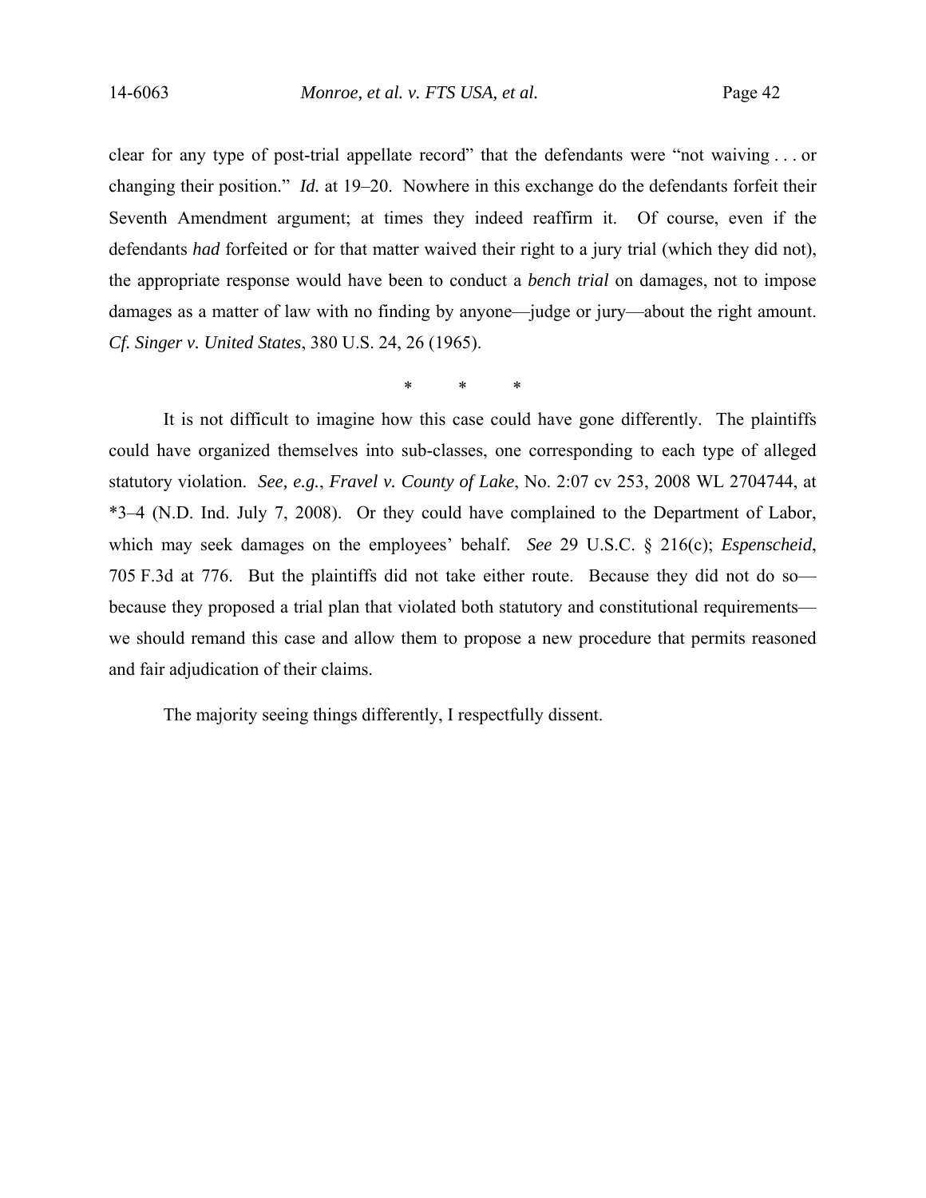clear for any type of post-trial appellate record" that the defendants were "not waiving . . . or changing their position." *Id.* at 19–20. Nowhere in this exchange do the defendants forfeit their Seventh Amendment argument; at times they indeed reaffirm it. Of course, even if the defendants *had* forfeited or for that matter waived their right to a jury trial (which they did not), the appropriate response would have been to conduct a *bench trial* on damages, not to impose damages as a matter of law with no finding by anyone—judge or jury—about the right amount. *Cf. Singer v. United States*, 380 U.S. 24, 26 (1965).

\* \* \*

It is not difficult to imagine how this case could have gone differently. The plaintiffs could have organized themselves into sub-classes, one corresponding to each type of alleged statutory violation. *See, e.g.*, *Fravel v. County of Lake*, No. 2:07 cv 253, 2008 WL 2704744, at \*3–4 (N.D. Ind. July 7, 2008). Or they could have complained to the Department of Labor, which may seek damages on the employees' behalf. *See* 29 U.S.C. § 216(c); *Espenscheid*, 705 F.3d at 776. But the plaintiffs did not take either route. Because they did not do so—because they proposed a trial plan that violated both statutory and constitutional requirements—we should remand this case and allow them to propose a new procedure that permits reasoned and fair adjudication of their claims.

The majority seeing things differently, I respectfully dissent.